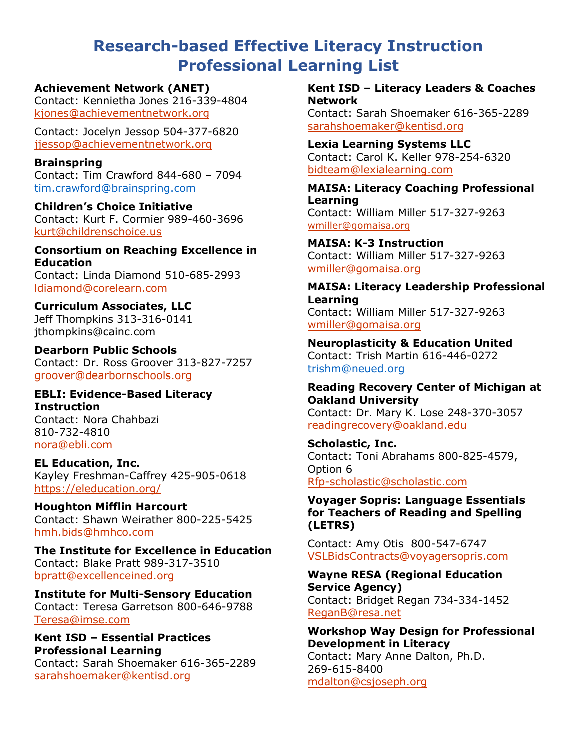# Research-based Effective Literacy Instruction Professional Learning List

**Achievement Network (ANET)**
Contact: Kennietha Jones 216-339-4804
kjones@achievementnetwork.org

Contact: Jocelyn Jessop 504-377-6820
jjessop@achievementnetwork.org

**Brainspring**
Contact: Tim Crawford 844-680 – 7094
tim.crawford@brainspring.com

**Children's Choice Initiative**
Contact: Kurt F. Cormier 989-460-3696
kurt@childrenschoice.us

**Consortium on Reaching Excellence in Education**
Contact: Linda Diamond 510-685-2993
ldiamond@corelearn.com

**Curriculum Associates, LLC**
Jeff Thompkins 313-316-0141
jthompkins@cainc.com

**Dearborn Public Schools**
Contact: Dr. Ross Groover 313-827-7257
groover@dearbornschools.org

**EBLI: Evidence-Based Literacy Instruction**
Contact: Nora Chahbazi
810-732-4810
nora@ebli.com

**EL Education, Inc.**
Kayley Freshman-Caffrey 425-905-0618
https://eleducation.org/

**Houghton Mifflin Harcourt**
Contact: Shawn Weirather 800-225-5425
hmh.bids@hmhco.com

**The Institute for Excellence in Education**
Contact: Blake Pratt 989-317-3510
bpratt@excellenceined.org

**Institute for Multi-Sensory Education**
Contact: Teresa Garretson 800-646-9788
Teresa@imse.com

**Kent ISD – Essential Practices Professional Learning**
Contact: Sarah Shoemaker 616-365-2289
sarahshoemaker@kentisd.org

**Kent ISD – Literacy Leaders & Coaches Network**
Contact: Sarah Shoemaker 616-365-2289
sarahshoemaker@kentisd.org

**Lexia Learning Systems LLC**
Contact: Carol K. Keller 978-254-6320
bidteam@lexialearning.com

**MAISA: Literacy Coaching Professional Learning**
Contact: William Miller 517-327-9263
wmiller@gomaisa.org

**MAISA: K-3 Instruction**
Contact: William Miller 517-327-9263
wmiller@gomaisa.org

**MAISA: Literacy Leadership Professional Learning**
Contact: William Miller 517-327-9263
wmiller@gomaisa.org

**Neuroplasticity & Education United**
Contact: Trish Martin 616-446-0272
trishm@neued.org

**Reading Recovery Center of Michigan at Oakland University**
Contact: Dr. Mary K. Lose 248-370-3057
readingrecovery@oakland.edu

**Scholastic, Inc.**
Contact: Toni Abrahams 800-825-4579, Option 6
Rfp-scholastic@scholastic.com

**Voyager Sopris: Language Essentials for Teachers of Reading and Spelling (LETRS)**

Contact: Amy Otis 800-547-6747
VSLBidsContracts@voyagersopris.com

**Wayne RESA (Regional Education Service Agency)**
Contact: Bridget Regan 734-334-1452
ReganB@resa.net

**Workshop Way Design for Professional Development in Literacy**
Contact: Mary Anne Dalton, Ph.D.
269-615-8400
mdalton@csjoseph.org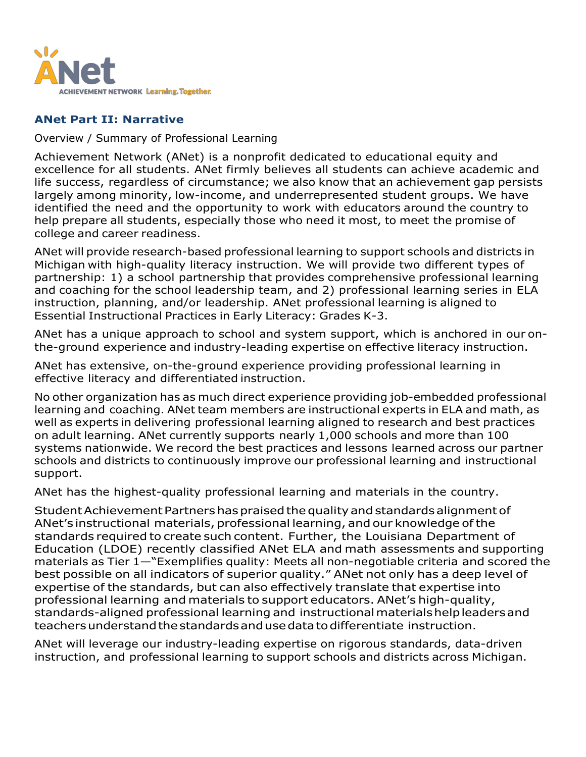## ANet Part II: Narrative

Overview / Summary of Professional Learning

Achievement Network (ANet) is a nonprofit dedicated to educational equity and excellence for all students. ANet firmly believes all students can achieve academic and life success, regardless of circumstance; we also know that an achievement gap persists largely among minority, low-income, and underrepresented student groups. We have identified the need and the opportunity to work with educators around the country to help prepare all students, especially those who need it most, to meet the promise of college and career readiness.

ANet will provide research-based professional learning to support schools and districts in Michigan with high-quality literacy instruction. We will provide two different types of partnership: 1) a school partnership that provides comprehensive professional learning and coaching for the school leadership team, and 2) professional learning series in ELA instruction, planning, and/or leadership. ANet professional learning is aligned to Essential Instructional Practices in Early Literacy: Grades K-3.

ANet has a unique approach to school and system support, which is anchored in our on-the-ground experience and industry-leading expertise on effective literacy instruction.

ANet has extensive, on-the-ground experience providing professional learning in effective literacy and differentiated instruction.

No other organization has as much direct experience providing job-embedded professional learning and coaching. ANet team members are instructional experts in ELA and math, as well as experts in delivering professional learning aligned to research and best practices on adult learning. ANet currently supports nearly 1,000 schools and more than 100 systems nationwide. We record the best practices and lessons learned across our partner schools and districts to continuously improve our professional learning and instructional support.

ANet has the highest-quality professional learning and materials in the country.

Student Achievement Partners has praised the quality and standards alignment of ANet's instructional materials, professional learning, and our knowledge of the standards required to create such content. Further, the Louisiana Department of Education (LDOE) recently classified ANet ELA and math assessments and supporting materials as Tier 1—"Exemplifies quality: Meets all non-negotiable criteria and scored the best possible on all indicators of superior quality." ANet not only has a deep level of expertise of the standards, but can also effectively translate that expertise into professional learning and materials to support educators. ANet's high-quality, standards-aligned professional learning and instructional materials help leaders and teachers understand the standards and use data to differentiate instruction.

ANet will leverage our industry-leading expertise on rigorous standards, data-driven instruction, and professional learning to support schools and districts across Michigan.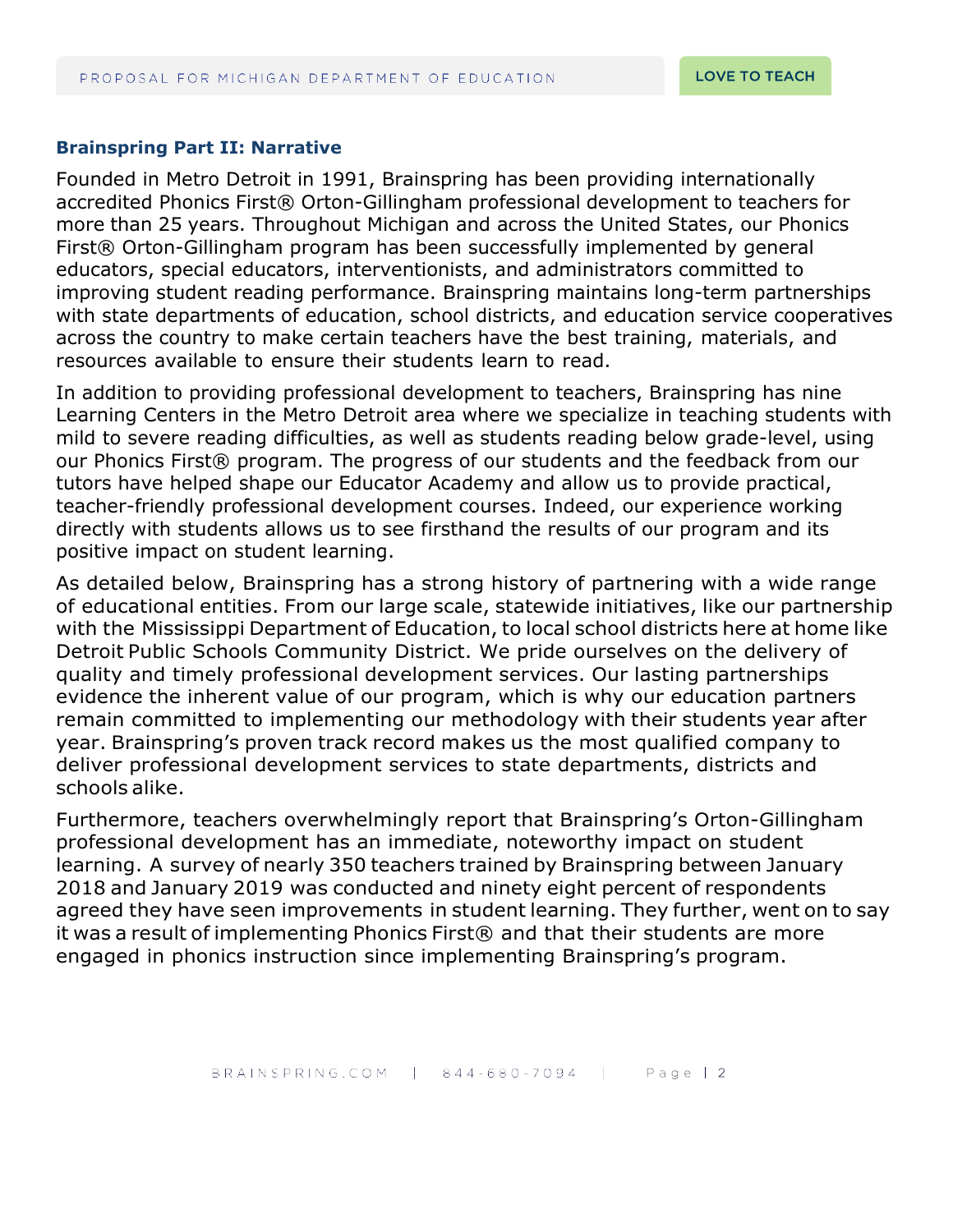### Brainspring Part II: Narrative

Founded in Metro Detroit in 1991, Brainspring has been providing internationally accredited Phonics First® Orton-Gillingham professional development to teachers for more than 25 years. Throughout Michigan and across the United States, our Phonics First® Orton-Gillingham program has been successfully implemented by general educators, special educators, interventionists, and administrators committed to improving student reading performance. Brainspring maintains long-term partnerships with state departments of education, school districts, and education service cooperatives across the country to make certain teachers have the best training, materials, and resources available to ensure their students learn to read.

In addition to providing professional development to teachers, Brainspring has nine Learning Centers in the Metro Detroit area where we specialize in teaching students with mild to severe reading difficulties, as well as students reading below grade-level, using our Phonics First® program. The progress of our students and the feedback from our tutors have helped shape our Educator Academy and allow us to provide practical, teacher-friendly professional development courses. Indeed, our experience working directly with students allows us to see firsthand the results of our program and its positive impact on student learning.

As detailed below, Brainspring has a strong history of partnering with a wide range of educational entities. From our large scale, statewide initiatives, like our partnership with the Mississippi Department of Education, to local school districts here at home like Detroit Public Schools Community District. We pride ourselves on the delivery of quality and timely professional development services. Our lasting partnerships evidence the inherent value of our program, which is why our education partners remain committed to implementing our methodology with their students year after year. Brainspring's proven track record makes us the most qualified company to deliver professional development services to state departments, districts and schools alike.

Furthermore, teachers overwhelmingly report that Brainspring's Orton-Gillingham professional development has an immediate, noteworthy impact on student learning. A survey of nearly 350 teachers trained by Brainspring between January 2018 and January 2019 was conducted and ninety eight percent of respondents agreed they have seen improvements in student learning. They further, went on to say it was a result of implementing Phonics First® and that their students are more engaged in phonics instruction since implementing Brainspring's program.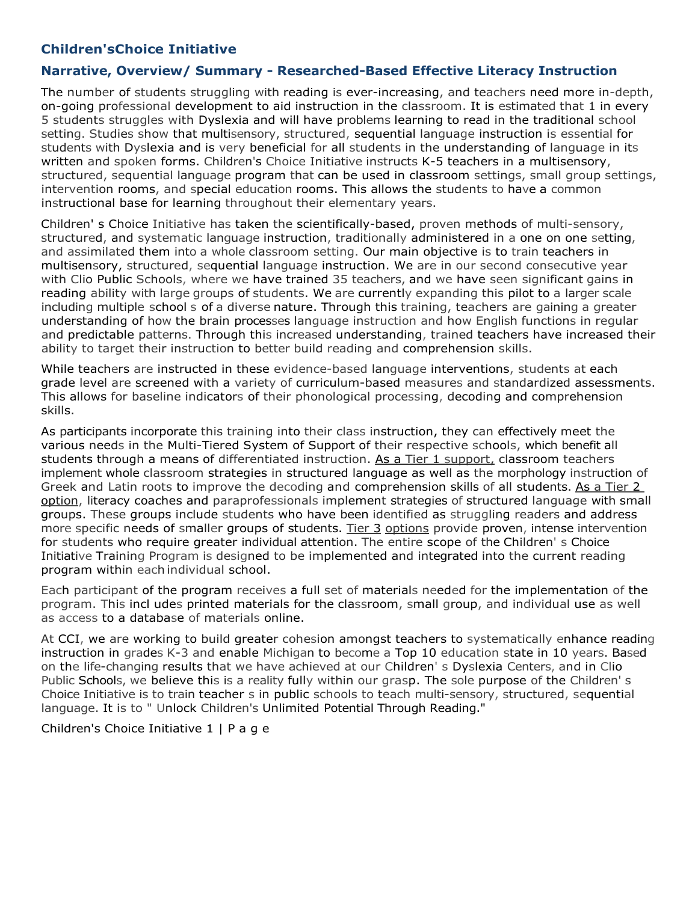## Children'sChoice Initiative

## Narrative, Overview/ Summary - Researched-Based Effective Literacy Instruction

The number of students struggling with reading is ever-increasing, and teachers need more in-depth, on-going professional development to aid instruction in the classroom. It is estimated that 1 in every 5 students struggles with Dyslexia and will have problems learning to read in the traditional school setting. Studies show that multisensory, structured, sequential language instruction is essential for students with Dyslexia and is very beneficial for all students in the understanding of language in its written and spoken forms. Children's Choice Initiative instructs K-5 teachers in a multisensory, structured, sequential language program that can be used in classroom settings, small group settings, intervention rooms, and special education rooms. This allows the students to have a common instructional base for learning throughout their elementary years.

Children' s Choice Initiative has taken the scientifically-based, proven methods of multi-sensory, structured, and systematic language instruction, traditionally administered in a one on one setting, and assimilated them into a whole classroom setting. Our main objective is to train teachers in multisensory, structured, sequential language instruction. We are in our second consecutive year with Clio Public Schools, where we have trained 35 teachers, and we have seen significant gains in reading ability with large groups of students. We are currently expanding this pilot to a larger scale including multiple school s of a diverse nature. Through this training, teachers are gaining a greater understanding of how the brain processes language instruction and how English functions in regular and predictable patterns. Through this increased understanding, trained teachers have increased their ability to target their instruction to better build reading and comprehension skills.

While teachers are instructed in these evidence-based language interventions, students at each grade level are screened with a variety of curriculum-based measures and standardized assessments. This allows for baseline indicators of their phonological processing, decoding and comprehension skills.

As participants incorporate this training into their class instruction, they can effectively meet the various needs in the Multi-Tiered System of Support of their respective schools, which benefit all students through a means of differentiated instruction. As a Tier 1 support, classroom teachers implement whole classroom strategies in structured language as well as the morphology instruction of Greek and Latin roots to improve the decoding and comprehension skills of all students. As a Tier 2 option, literacy coaches and paraprofessionals implement strategies of structured language with small groups. These groups include students who have been identified as struggling readers and address more specific needs of smaller groups of students. Tier 3 options provide proven, intense intervention for students who require greater individual attention. The entire scope of the Children' s Choice Initiative Training Program is designed to be implemented and integrated into the current reading program within each individual school.

Each participant of the program receives a full set of materials needed for the implementation of the program. This incl udes printed materials for the classroom, small group, and individual use as well as access to a database of materials online.

At CCI, we are working to build greater cohesion amongst teachers to systematically enhance reading instruction in grades K-3 and enable Michigan to become a Top 10 education state in 10 years. Based on the life-changing results that we have achieved at our Children' s Dyslexia Centers, and in Clio Public Schools, we believe this is a reality fully within our grasp. The sole purpose of the Children' s Choice Initiative is to train teacher s in public schools to teach multi-sensory, structured, sequential language. It is to " Unlock Children's Unlimited Potential Through Reading."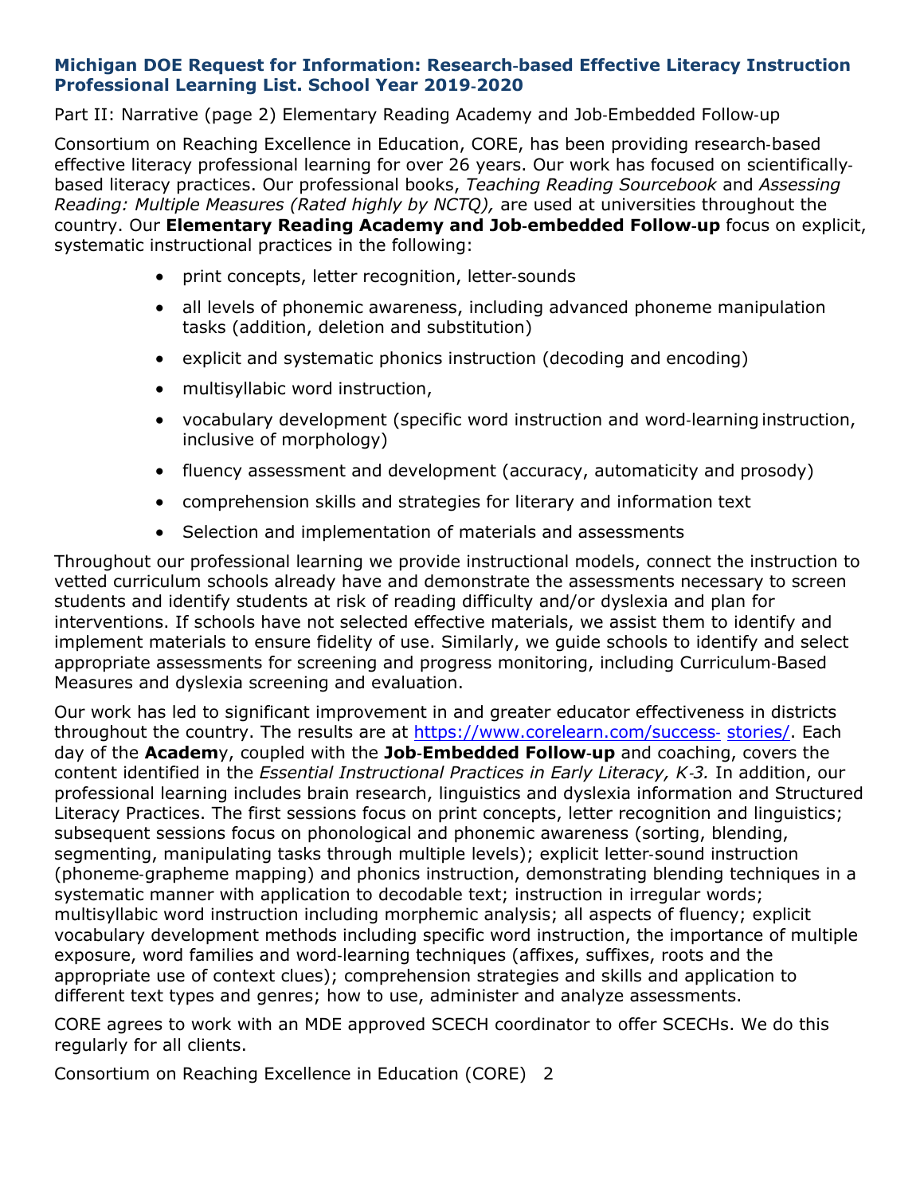**Michigan DOE Request for Information: Research-based Effective Literacy Instruction Professional Learning List. School Year 2019-2020**

Part II: Narrative (page 2) Elementary Reading Academy and Job-Embedded Follow-up

Consortium on Reaching Excellence in Education, CORE, has been providing research-based effective literacy professional learning for over 26 years. Our work has focused on scientifically-based literacy practices. Our professional books, *Teaching Reading Sourcebook* and *Assessing Reading: Multiple Measures (Rated highly by NCTQ),* are used at universities throughout the country. Our **Elementary Reading Academy and Job-embedded Follow-up** focus on explicit, systematic instructional practices in the following:

- print concepts, letter recognition, letter-sounds
- all levels of phonemic awareness, including advanced phoneme manipulation tasks (addition, deletion and substitution)
- explicit and systematic phonics instruction (decoding and encoding)
- multisyllabic word instruction,
- vocabulary development (specific word instruction and word-learning instruction, inclusive of morphology)
- fluency assessment and development (accuracy, automaticity and prosody)
- comprehension skills and strategies for literary and information text
- Selection and implementation of materials and assessments

Throughout our professional learning we provide instructional models, connect the instruction to vetted curriculum schools already have and demonstrate the assessments necessary to screen students and identify students at risk of reading difficulty and/or dyslexia and plan for interventions. If schools have not selected effective materials, we assist them to identify and implement materials to ensure fidelity of use. Similarly, we guide schools to identify and select appropriate assessments for screening and progress monitoring, including Curriculum-Based Measures and dyslexia screening and evaluation.

Our work has led to significant improvement in and greater educator effectiveness in districts throughout the country. The results are at https://www.corelearn.com/success-stories/. Each day of the **Academ**y, coupled with the **Job-Embedded Follow-up** and coaching, covers the content identified in the *Essential Instructional Practices in Early Literacy, K-3.* In addition, our professional learning includes brain research, linguistics and dyslexia information and Structured Literacy Practices. The first sessions focus on print concepts, letter recognition and linguistics; subsequent sessions focus on phonological and phonemic awareness (sorting, blending, segmenting, manipulating tasks through multiple levels); explicit letter-sound instruction (phoneme-grapheme mapping) and phonics instruction, demonstrating blending techniques in a systematic manner with application to decodable text; instruction in irregular words; multisyllabic word instruction including morphemic analysis; all aspects of fluency; explicit vocabulary development methods including specific word instruction, the importance of multiple exposure, word families and word-learning techniques (affixes, suffixes, roots and the appropriate use of context clues); comprehension strategies and skills and application to different text types and genres; how to use, administer and analyze assessments.

CORE agrees to work with an MDE approved SCECH coordinator to offer SCECHs. We do this regularly for all clients.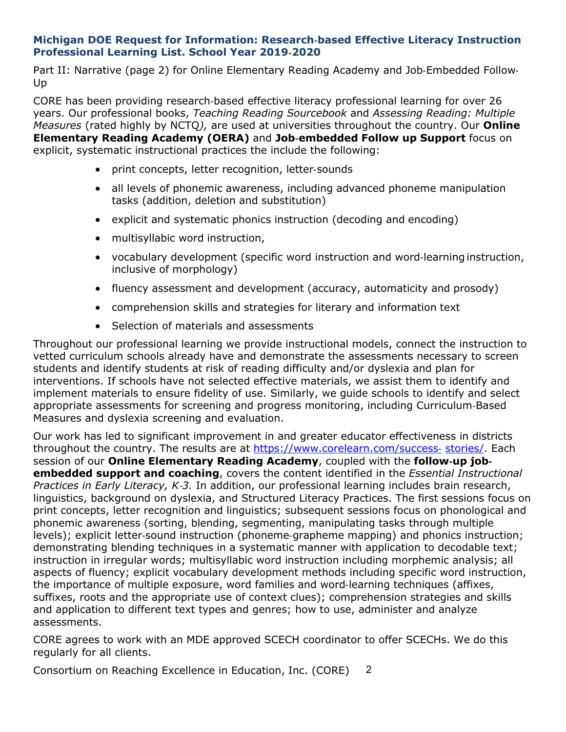**Michigan DOE Request for Information: Research-based Effective Literacy Instruction Professional Learning List. School Year 2019-2020**

Part II: Narrative (page 2) for Online Elementary Reading Academy and Job-Embedded Follow-Up

CORE has been providing research-based effective literacy professional learning for over 26 years. Our professional books, *Teaching Reading Sourcebook* and *Assessing Reading: Multiple Measures* (rated highly by NCTQ*),* are used at universities throughout the country. Our **Online Elementary Reading Academy (OERA)** and **Job-embedded Follow up Support** focus on explicit, systematic instructional practices the include the following:

- print concepts, letter recognition, letter-sounds
- all levels of phonemic awareness, including advanced phoneme manipulation tasks (addition, deletion and substitution)
- explicit and systematic phonics instruction (decoding and encoding)
- multisyllabic word instruction,
- vocabulary development (specific word instruction and word-learning instruction, inclusive of morphology)
- fluency assessment and development (accuracy, automaticity and prosody)
- comprehension skills and strategies for literary and information text
- Selection of materials and assessments

Throughout our professional learning we provide instructional models, connect the instruction to vetted curriculum schools already have and demonstrate the assessments necessary to screen students and identify students at risk of reading difficulty and/or dyslexia and plan for interventions. If schools have not selected effective materials, we assist them to identify and implement materials to ensure fidelity of use. Similarly, we guide schools to identify and select appropriate assessments for screening and progress monitoring, including Curriculum-Based Measures and dyslexia screening and evaluation.

Our work has led to significant improvement in and greater educator effectiveness in districts throughout the country. The results are at https://www.corelearn.com/success-stories/. Each session of our **Online Elementary Reading Academy**, coupled with the **follow-up job-embedded support and coaching**, covers the content identified in the *Essential Instructional Practices in Early Literacy, K-3.* In addition, our professional learning includes brain research, linguistics, background on dyslexia, and Structured Literacy Practices. The first sessions focus on print concepts, letter recognition and linguistics; subsequent sessions focus on phonological and phonemic awareness (sorting, blending, segmenting, manipulating tasks through multiple levels); explicit letter-sound instruction (phoneme-grapheme mapping) and phonics instruction; demonstrating blending techniques in a systematic manner with application to decodable text; instruction in irregular words; multisyllabic word instruction including morphemic analysis; all aspects of fluency; explicit vocabulary development methods including specific word instruction, the importance of multiple exposure, word families and word-learning techniques (affixes, suffixes, roots and the appropriate use of context clues); comprehension strategies and skills and application to different text types and genres; how to use, administer and analyze assessments.

CORE agrees to work with an MDE approved SCECH coordinator to offer SCECHs. We do this regularly for all clients.

Consortium on Reaching Excellence in Education, Inc. (CORE)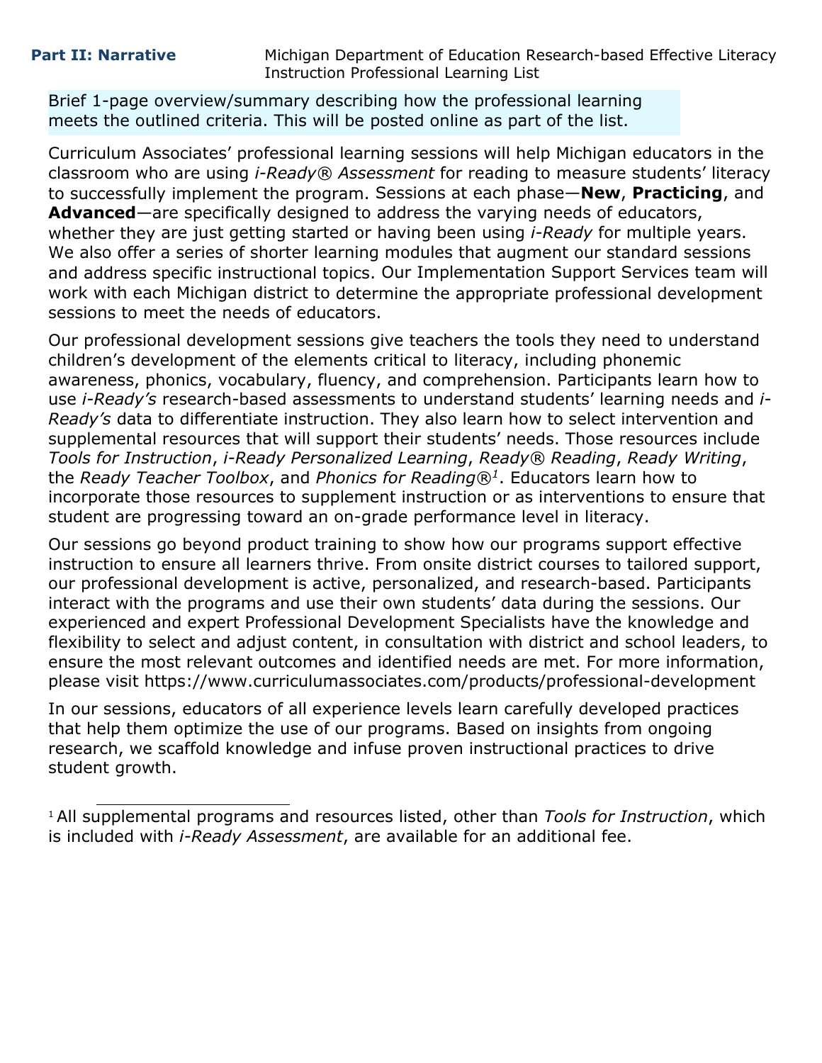**Part II: Narrative** Michigan Department of Education Research-based Effective Literacy Instruction Professional Learning List

Brief 1-page overview/summary describing how the professional learning meets the outlined criteria. This will be posted online as part of the list.

Curriculum Associates' professional learning sessions will help Michigan educators in the classroom who are using *i-Ready® Assessment* for reading to measure students' literacy to successfully implement the program. Sessions at each phase—**New**, **Practicing**, and **Advanced**—are specifically designed to address the varying needs of educators, whether they are just getting started or having been using *i-Ready* for multiple years. We also offer a series of shorter learning modules that augment our standard sessions and address specific instructional topics. Our Implementation Support Services team will work with each Michigan district to determine the appropriate professional development sessions to meet the needs of educators.

Our professional development sessions give teachers the tools they need to understand children's development of the elements critical to literacy, including phonemic awareness, phonics, vocabulary, fluency, and comprehension. Participants learn how to use *i-Ready's* research-based assessments to understand students' learning needs and *i-Ready's* data to differentiate instruction. They also learn how to select intervention and supplemental resources that will support their students' needs. Those resources include *Tools for Instruction*, *i-Ready Personalized Learning*, *Ready® Reading*, *Ready Writing*, the *Ready Teacher Toolbox*, and *Phonics for Reading®*[1]. Educators learn how to incorporate those resources to supplement instruction or as interventions to ensure that student are progressing toward an on-grade performance level in literacy.

Our sessions go beyond product training to show how our programs support effective instruction to ensure all learners thrive. From onsite district courses to tailored support, our professional development is active, personalized, and research-based. Participants interact with the programs and use their own students' data during the sessions. Our experienced and expert Professional Development Specialists have the knowledge and flexibility to select and adjust content, in consultation with district and school leaders, to ensure the most relevant outcomes and identified needs are met. For more information, please visit https://www.curriculumassociates.com/products/professional-development

In our sessions, educators of all experience levels learn carefully developed practices that help them optimize the use of our programs. Based on insights from ongoing research, we scaffold knowledge and infuse proven instructional practices to drive student growth.

---

[1] All supplemental programs and resources listed, other than *Tools for Instruction*, which is included with *i-Ready Assessment*, are available for an additional fee.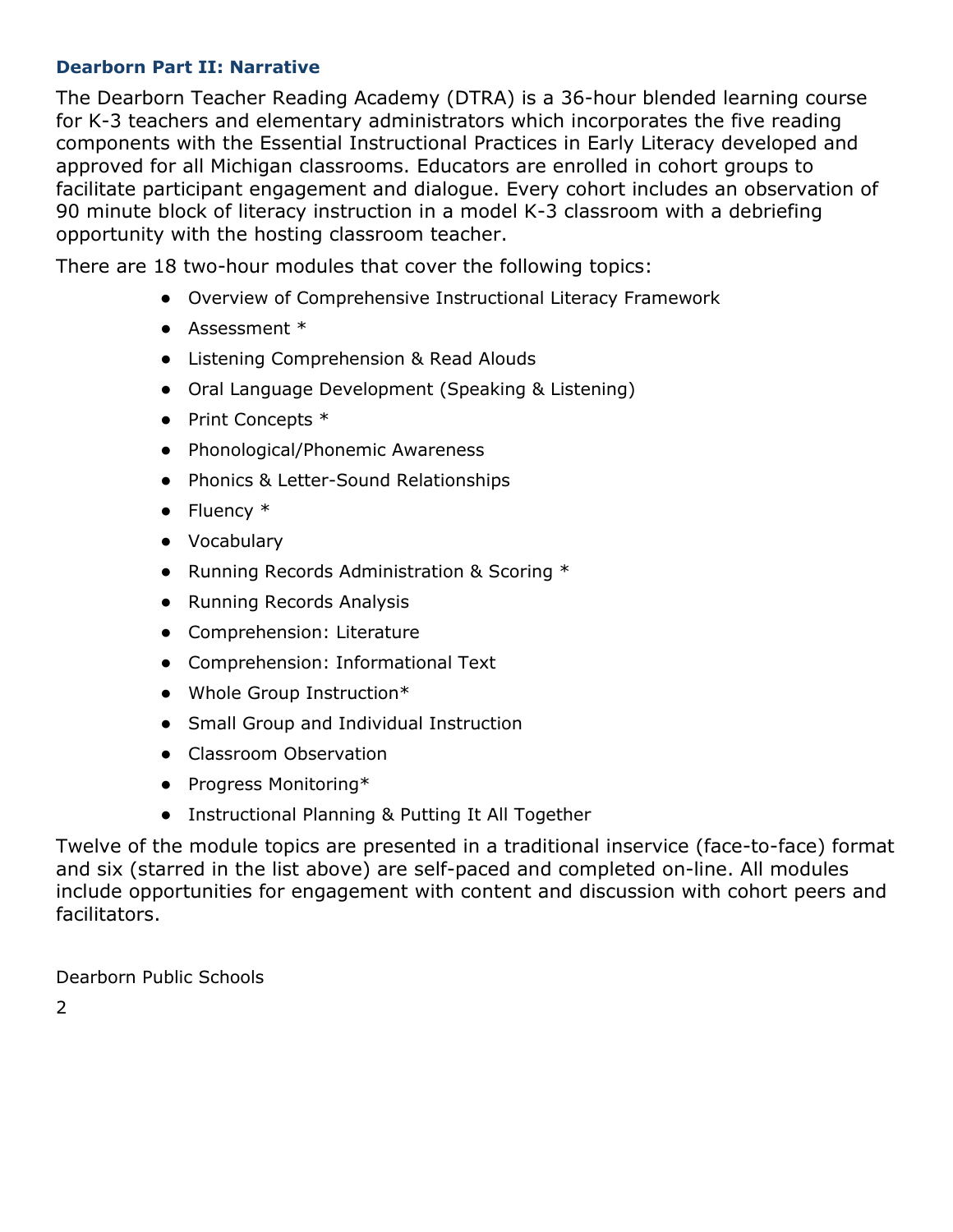### Dearborn Part II: Narrative

The Dearborn Teacher Reading Academy (DTRA) is a 36-hour blended learning course for K-3 teachers and elementary administrators which incorporates the five reading components with the Essential Instructional Practices in Early Literacy developed and approved for all Michigan classrooms. Educators are enrolled in cohort groups to facilitate participant engagement and dialogue. Every cohort includes an observation of 90 minute block of literacy instruction in a model K-3 classroom with a debriefing opportunity with the hosting classroom teacher.

There are 18 two-hour modules that cover the following topics:

- Overview of Comprehensive Instructional Literacy Framework
- Assessment *
- Listening Comprehension & Read Alouds
- Oral Language Development (Speaking & Listening)
- Print Concepts *
- Phonological/Phonemic Awareness
- Phonics & Letter-Sound Relationships
- Fluency *
- Vocabulary
- Running Records Administration & Scoring *
- Running Records Analysis
- Comprehension: Literature
- Comprehension: Informational Text
- Whole Group Instruction*
- Small Group and Individual Instruction
- Classroom Observation
- Progress Monitoring*
- Instructional Planning & Putting It All Together

Twelve of the module topics are presented in a traditional inservice (face-to-face) format and six (starred in the list above) are self-paced and completed on-line. All modules include opportunities for engagement with content and discussion with cohort peers and facilitators.

Dearborn Public Schools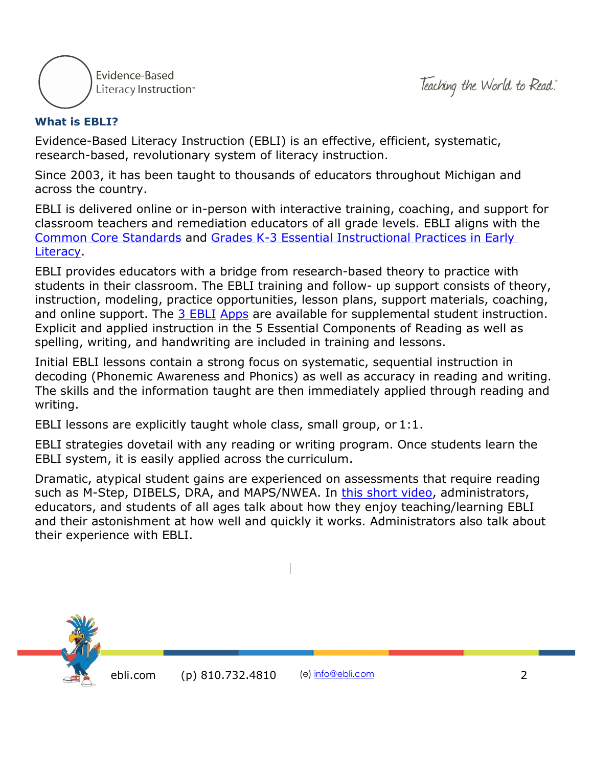## What is EBLI?

Evidence-Based Literacy Instruction (EBLI) is an effective, efficient, systematic, research-based, revolutionary system of literacy instruction.

Since 2003, it has been taught to thousands of educators throughout Michigan and across the country.

EBLI is delivered online or in-person with interactive training, coaching, and support for classroom teachers and remediation educators of all grade levels. EBLI aligns with the Common Core Standards and Grades K-3 Essential Instructional Practices in Early Literacy.

EBLI provides educators with a bridge from research-based theory to practice with students in their classroom. The EBLI training and follow- up support consists of theory, instruction, modeling, practice opportunities, lesson plans, support materials, coaching, and online support. The 3 EBLI Apps are available for supplemental student instruction. Explicit and applied instruction in the 5 Essential Components of Reading as well as spelling, writing, and handwriting are included in training and lessons.

Initial EBLI lessons contain a strong focus on systematic, sequential instruction in decoding (Phonemic Awareness and Phonics) as well as accuracy in reading and writing. The skills and the information taught are then immediately applied through reading and writing.

EBLI lessons are explicitly taught whole class, small group, or 1:1.

EBLI strategies dovetail with any reading or writing program. Once students learn the EBLI system, it is easily applied across the curriculum.

Dramatic, atypical student gains are experienced on assessments that require reading such as M-Step, DIBELS, DRA, and MAPS/NWEA. In this short video, administrators, educators, and students of all ages talk about how they enjoy teaching/learning EBLI and their astonishment at how well and quickly it works. Administrators also talk about their experience with EBLI.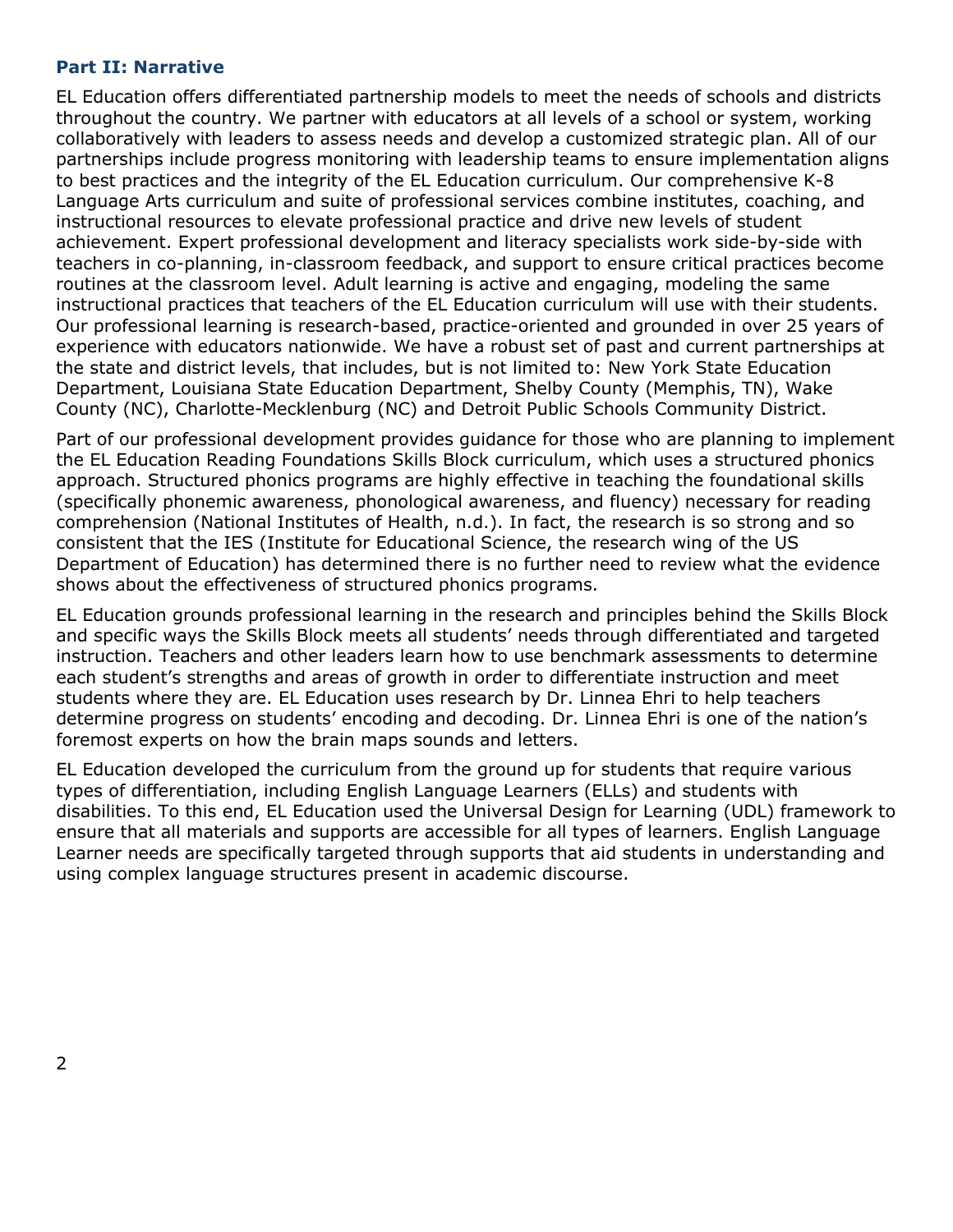## Part II: Narrative

EL Education offers differentiated partnership models to meet the needs of schools and districts throughout the country. We partner with educators at all levels of a school or system, working collaboratively with leaders to assess needs and develop a customized strategic plan. All of our partnerships include progress monitoring with leadership teams to ensure implementation aligns to best practices and the integrity of the EL Education curriculum. Our comprehensive K-8 Language Arts curriculum and suite of professional services combine institutes, coaching, and instructional resources to elevate professional practice and drive new levels of student achievement. Expert professional development and literacy specialists work side-by-side with teachers in co-planning, in-classroom feedback, and support to ensure critical practices become routines at the classroom level. Adult learning is active and engaging, modeling the same instructional practices that teachers of the EL Education curriculum will use with their students. Our professional learning is research-based, practice-oriented and grounded in over 25 years of experience with educators nationwide. We have a robust set of past and current partnerships at the state and district levels, that includes, but is not limited to: New York State Education Department, Louisiana State Education Department, Shelby County (Memphis, TN), Wake County (NC), Charlotte-Mecklenburg (NC) and Detroit Public Schools Community District.

Part of our professional development provides guidance for those who are planning to implement the EL Education Reading Foundations Skills Block curriculum, which uses a structured phonics approach. Structured phonics programs are highly effective in teaching the foundational skills (specifically phonemic awareness, phonological awareness, and fluency) necessary for reading comprehension (National Institutes of Health, n.d.). In fact, the research is so strong and so consistent that the IES (Institute for Educational Science, the research wing of the US Department of Education) has determined there is no further need to review what the evidence shows about the effectiveness of structured phonics programs.

EL Education grounds professional learning in the research and principles behind the Skills Block and specific ways the Skills Block meets all students' needs through differentiated and targeted instruction. Teachers and other leaders learn how to use benchmark assessments to determine each student's strengths and areas of growth in order to differentiate instruction and meet students where they are. EL Education uses research by Dr. Linnea Ehri to help teachers determine progress on students' encoding and decoding. Dr. Linnea Ehri is one of the nation's foremost experts on how the brain maps sounds and letters.

EL Education developed the curriculum from the ground up for students that require various types of differentiation, including English Language Learners (ELLs) and students with disabilities. To this end, EL Education used the Universal Design for Learning (UDL) framework to ensure that all materials and supports are accessible for all types of learners. English Language Learner needs are specifically targeted through supports that aid students in understanding and using complex language structures present in academic discourse.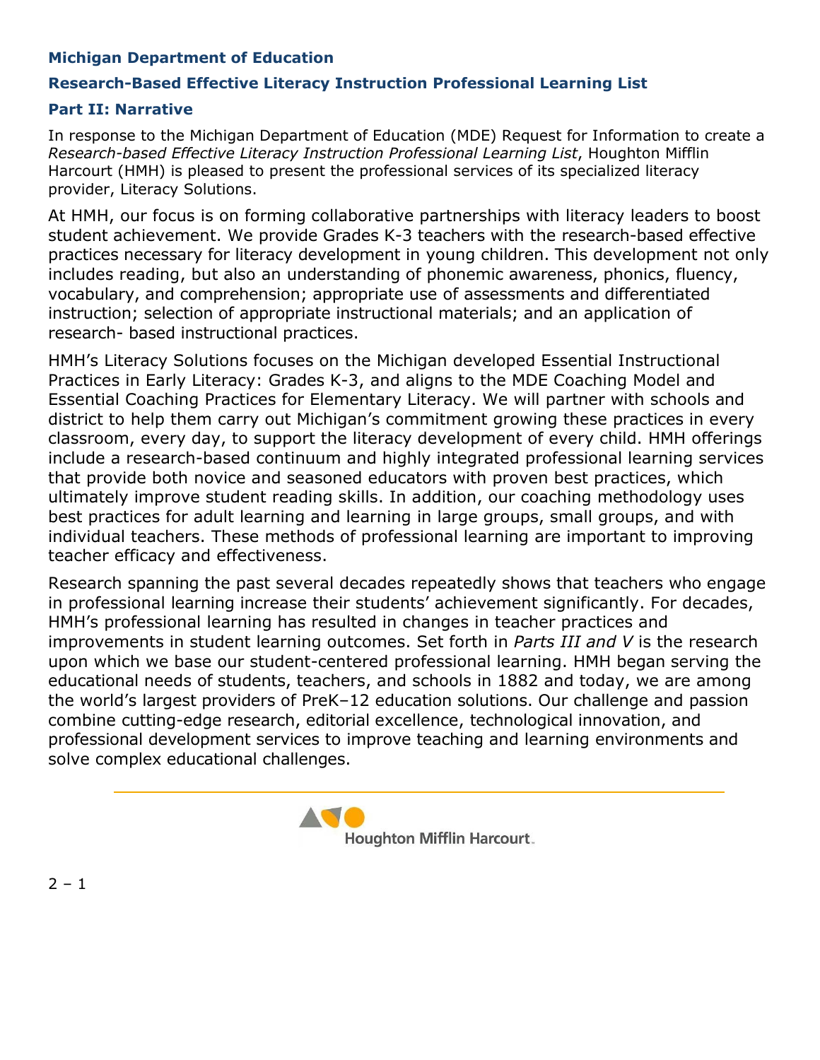**Michigan Department of Education**

**Research-Based Effective Literacy Instruction Professional Learning List**

**Part II: Narrative**

In response to the Michigan Department of Education (MDE) Request for Information to create a *Research-based Effective Literacy Instruction Professional Learning List*, Houghton Mifflin Harcourt (HMH) is pleased to present the professional services of its specialized literacy provider, Literacy Solutions.

At HMH, our focus is on forming collaborative partnerships with literacy leaders to boost student achievement. We provide Grades K-3 teachers with the research-based effective practices necessary for literacy development in young children. This development not only includes reading, but also an understanding of phonemic awareness, phonics, fluency, vocabulary, and comprehension; appropriate use of assessments and differentiated instruction; selection of appropriate instructional materials; and an application of research- based instructional practices.

HMH's Literacy Solutions focuses on the Michigan developed Essential Instructional Practices in Early Literacy: Grades K-3, and aligns to the MDE Coaching Model and Essential Coaching Practices for Elementary Literacy. We will partner with schools and district to help them carry out Michigan's commitment growing these practices in every classroom, every day, to support the literacy development of every child. HMH offerings include a research-based continuum and highly integrated professional learning services that provide both novice and seasoned educators with proven best practices, which ultimately improve student reading skills. In addition, our coaching methodology uses best practices for adult learning and learning in large groups, small groups, and with individual teachers. These methods of professional learning are important to improving teacher efficacy and effectiveness.

Research spanning the past several decades repeatedly shows that teachers who engage in professional learning increase their students' achievement significantly. For decades, HMH's professional learning has resulted in changes in teacher practices and improvements in student learning outcomes. Set forth in *Parts III and V* is the research upon which we base our student-centered professional learning. HMH began serving the educational needs of students, teachers, and schools in 1882 and today, we are among the world's largest providers of PreK–12 education solutions. Our challenge and passion combine cutting-edge research, editorial excellence, technological innovation, and professional development services to improve teaching and learning environments and solve complex educational challenges.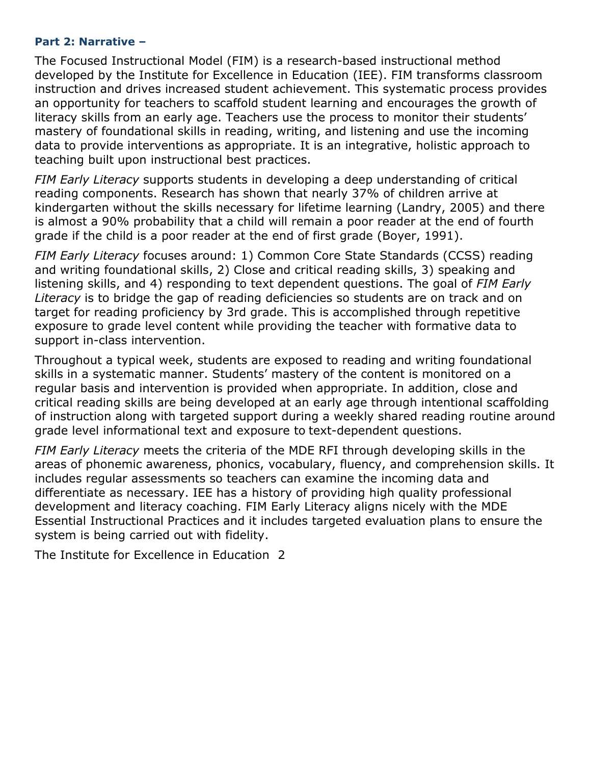### Part 2: Narrative –

The Focused Instructional Model (FIM) is a research-based instructional method developed by the Institute for Excellence in Education (IEE). FIM transforms classroom instruction and drives increased student achievement. This systematic process provides an opportunity for teachers to scaffold student learning and encourages the growth of literacy skills from an early age. Teachers use the process to monitor their students' mastery of foundational skills in reading, writing, and listening and use the incoming data to provide interventions as appropriate. It is an integrative, holistic approach to teaching built upon instructional best practices.

*FIM Early Literacy* supports students in developing a deep understanding of critical reading components. Research has shown that nearly 37% of children arrive at kindergarten without the skills necessary for lifetime learning (Landry, 2005) and there is almost a 90% probability that a child will remain a poor reader at the end of fourth grade if the child is a poor reader at the end of first grade (Boyer, 1991).

*FIM Early Literacy* focuses around: 1) Common Core State Standards (CCSS) reading and writing foundational skills, 2) Close and critical reading skills, 3) speaking and listening skills, and 4) responding to text dependent questions. The goal of *FIM Early Literacy* is to bridge the gap of reading deficiencies so students are on track and on target for reading proficiency by 3rd grade. This is accomplished through repetitive exposure to grade level content while providing the teacher with formative data to support in-class intervention.

Throughout a typical week, students are exposed to reading and writing foundational skills in a systematic manner. Students' mastery of the content is monitored on a regular basis and intervention is provided when appropriate. In addition, close and critical reading skills are being developed at an early age through intentional scaffolding of instruction along with targeted support during a weekly shared reading routine around grade level informational text and exposure to text-dependent questions.

*FIM Early Literacy* meets the criteria of the MDE RFI through developing skills in the areas of phonemic awareness, phonics, vocabulary, fluency, and comprehension skills. It includes regular assessments so teachers can examine the incoming data and differentiate as necessary. IEE has a history of providing high quality professional development and literacy coaching. FIM Early Literacy aligns nicely with the MDE Essential Instructional Practices and it includes targeted evaluation plans to ensure the system is being carried out with fidelity.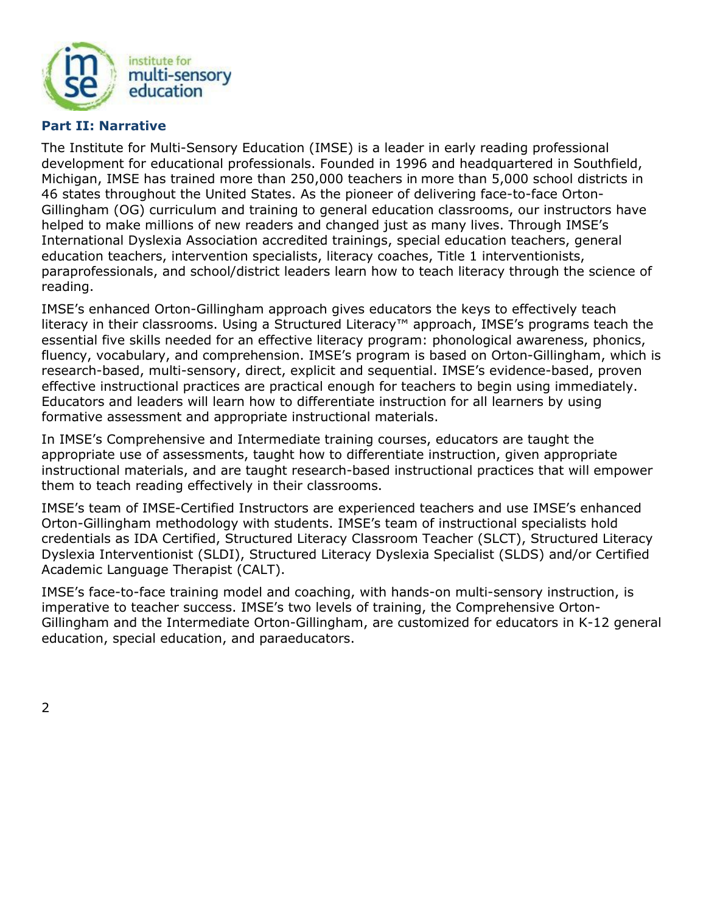## Part II: Narrative

The Institute for Multi-Sensory Education (IMSE) is a leader in early reading professional development for educational professionals. Founded in 1996 and headquartered in Southfield, Michigan, IMSE has trained more than 250,000 teachers in more than 5,000 school districts in 46 states throughout the United States. As the pioneer of delivering face-to-face Orton-Gillingham (OG) curriculum and training to general education classrooms, our instructors have helped to make millions of new readers and changed just as many lives. Through IMSE's International Dyslexia Association accredited trainings, special education teachers, general education teachers, intervention specialists, literacy coaches, Title 1 interventionists, paraprofessionals, and school/district leaders learn how to teach literacy through the science of reading.

IMSE's enhanced Orton-Gillingham approach gives educators the keys to effectively teach literacy in their classrooms. Using a Structured Literacy™ approach, IMSE's programs teach the essential five skills needed for an effective literacy program: phonological awareness, phonics, fluency, vocabulary, and comprehension. IMSE's program is based on Orton-Gillingham, which is research-based, multi-sensory, direct, explicit and sequential. IMSE's evidence-based, proven effective instructional practices are practical enough for teachers to begin using immediately. Educators and leaders will learn how to differentiate instruction for all learners by using formative assessment and appropriate instructional materials.

In IMSE's Comprehensive and Intermediate training courses, educators are taught the appropriate use of assessments, taught how to differentiate instruction, given appropriate instructional materials, and are taught research-based instructional practices that will empower them to teach reading effectively in their classrooms.

IMSE's team of IMSE-Certified Instructors are experienced teachers and use IMSE's enhanced Orton-Gillingham methodology with students. IMSE's team of instructional specialists hold credentials as IDA Certified, Structured Literacy Classroom Teacher (SLCT), Structured Literacy Dyslexia Interventionist (SLDI), Structured Literacy Dyslexia Specialist (SLDS) and/or Certified Academic Language Therapist (CALT).

IMSE's face-to-face training model and coaching, with hands-on multi-sensory instruction, is imperative to teacher success. IMSE's two levels of training, the Comprehensive Orton-Gillingham and the Intermediate Orton-Gillingham, are customized for educators in K-12 general education, special education, and paraeducators.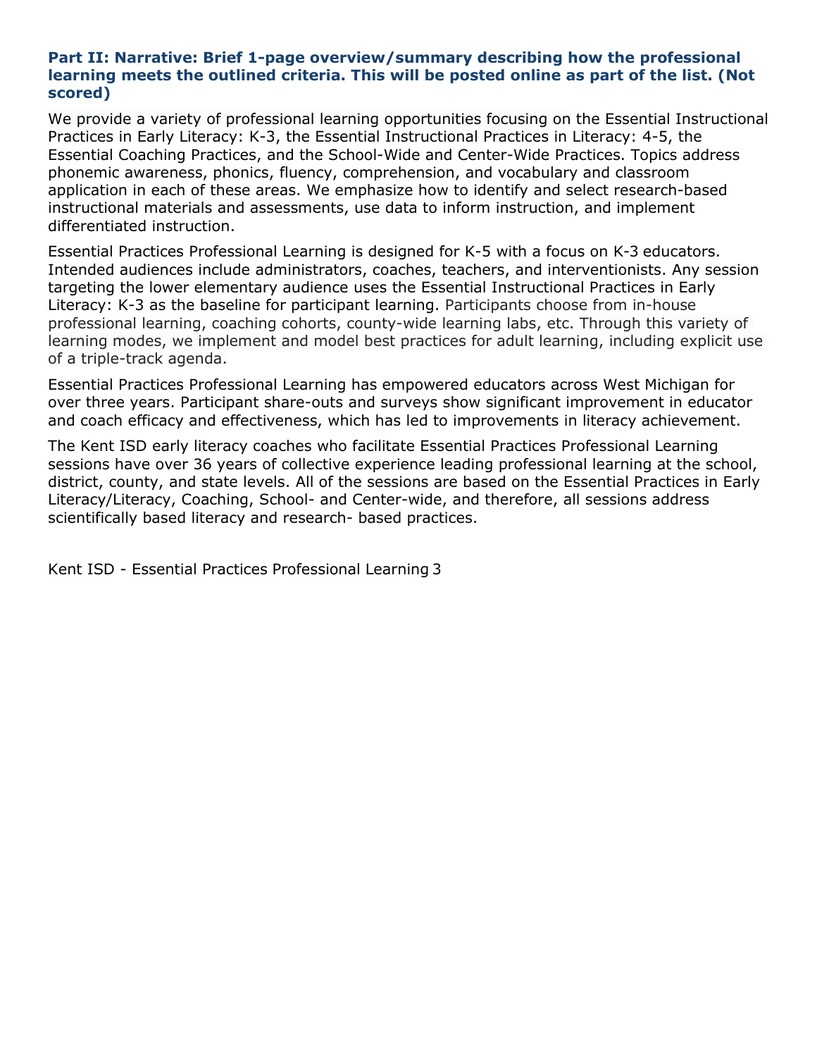**Part II: Narrative: Brief 1-page overview/summary describing how the professional learning meets the outlined criteria. This will be posted online as part of the list. (Not scored)**

We provide a variety of professional learning opportunities focusing on the Essential Instructional Practices in Early Literacy: K-3, the Essential Instructional Practices in Literacy: 4-5, the Essential Coaching Practices, and the School-Wide and Center-Wide Practices. Topics address phonemic awareness, phonics, fluency, comprehension, and vocabulary and classroom application in each of these areas. We emphasize how to identify and select research-based instructional materials and assessments, use data to inform instruction, and implement differentiated instruction.

Essential Practices Professional Learning is designed for K-5 with a focus on K-3 educators. Intended audiences include administrators, coaches, teachers, and interventionists. Any session targeting the lower elementary audience uses the Essential Instructional Practices in Early Literacy: K-3 as the baseline for participant learning. Participants choose from in-house professional learning, coaching cohorts, county-wide learning labs, etc. Through this variety of learning modes, we implement and model best practices for adult learning, including explicit use of a triple-track agenda.

Essential Practices Professional Learning has empowered educators across West Michigan for over three years. Participant share-outs and surveys show significant improvement in educator and coach efficacy and effectiveness, which has led to improvements in literacy achievement.

The Kent ISD early literacy coaches who facilitate Essential Practices Professional Learning sessions have over 36 years of collective experience leading professional learning at the school, district, county, and state levels. All of the sessions are based on the Essential Practices in Early Literacy/Literacy, Coaching, School- and Center-wide, and therefore, all sessions address scientifically based literacy and research- based practices.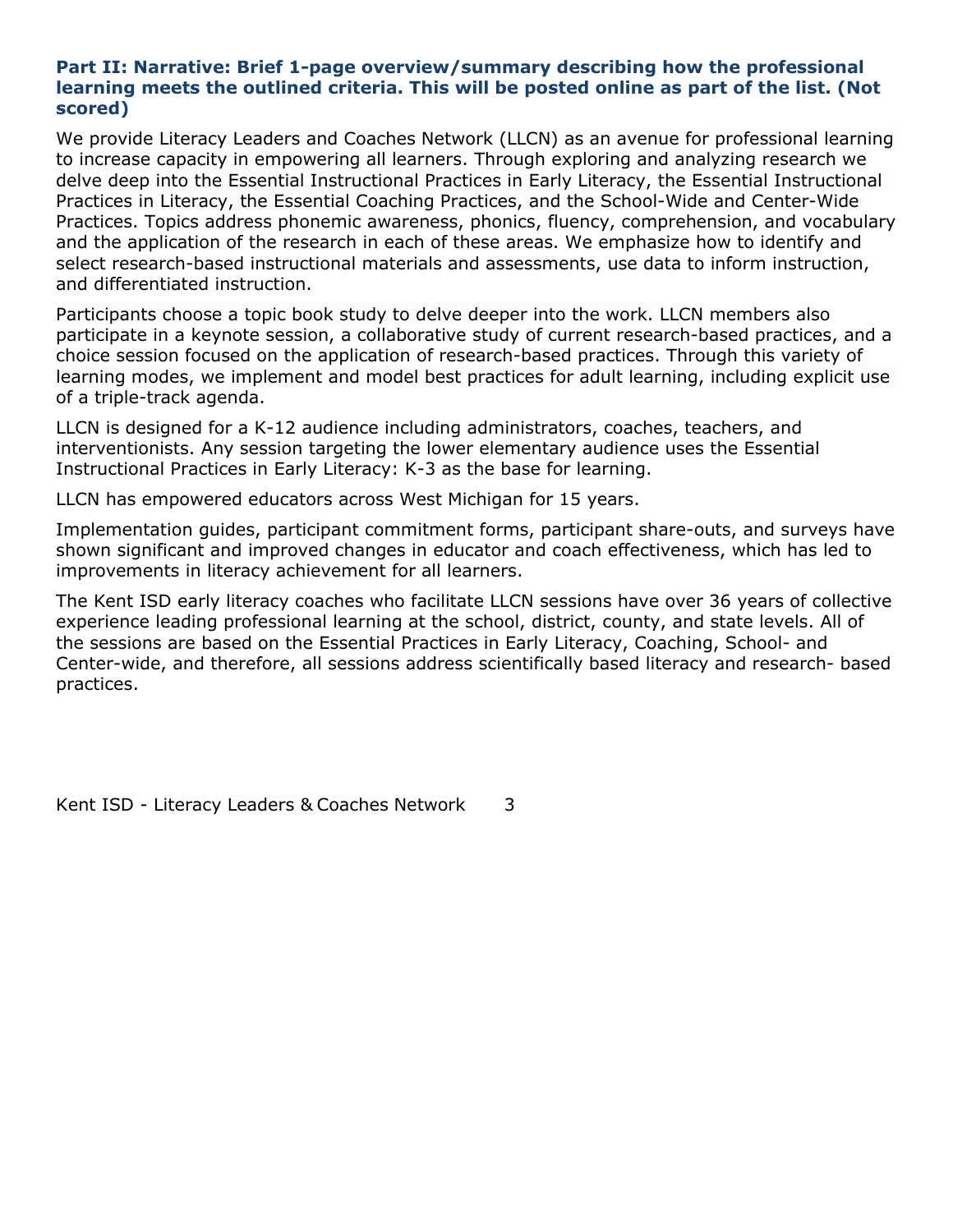**Part II: Narrative: Brief 1-page overview/summary describing how the professional learning meets the outlined criteria. This will be posted online as part of the list. (Not scored)**

We provide Literacy Leaders and Coaches Network (LLCN) as an avenue for professional learning to increase capacity in empowering all learners. Through exploring and analyzing research we delve deep into the Essential Instructional Practices in Early Literacy, the Essential Instructional Practices in Literacy, the Essential Coaching Practices, and the School-Wide and Center-Wide Practices. Topics address phonemic awareness, phonics, fluency, comprehension, and vocabulary and the application of the research in each of these areas. We emphasize how to identify and select research-based instructional materials and assessments, use data to inform instruction, and differentiated instruction.

Participants choose a topic book study to delve deeper into the work. LLCN members also participate in a keynote session, a collaborative study of current research-based practices, and a choice session focused on the application of research-based practices. Through this variety of learning modes, we implement and model best practices for adult learning, including explicit use of a triple-track agenda.

LLCN is designed for a K-12 audience including administrators, coaches, teachers, and interventionists. Any session targeting the lower elementary audience uses the Essential Instructional Practices in Early Literacy: K-3 as the base for learning.

LLCN has empowered educators across West Michigan for 15 years.

Implementation guides, participant commitment forms, participant share-outs, and surveys have shown significant and improved changes in educator and coach effectiveness, which has led to improvements in literacy achievement for all learners.

The Kent ISD early literacy coaches who facilitate LLCN sessions have over 36 years of collective experience leading professional learning at the school, district, county, and state levels. All of the sessions are based on the Essential Practices in Early Literacy, Coaching, School- and Center-wide, and therefore, all sessions address scientifically based literacy and research- based practices.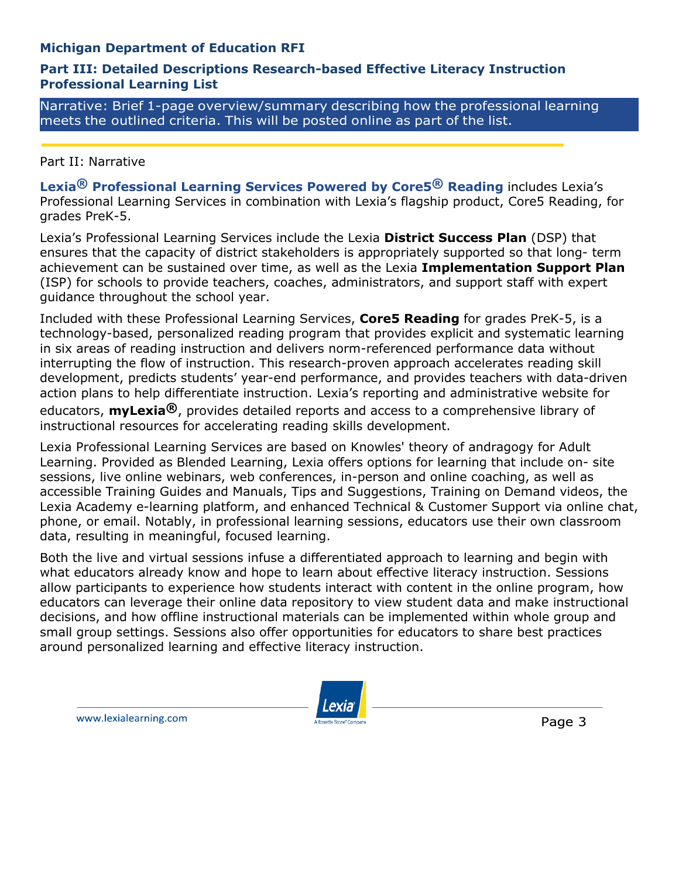**Michigan Department of Education RFI**

**Part III: Detailed Descriptions Research-based Effective Literacy Instruction Professional Learning List**

Narrative: Brief 1-page overview/summary describing how the professional learning meets the outlined criteria. This will be posted online as part of the list.

Part II: Narrative

**Lexia® Professional Learning Services Powered by Core5® Reading** includes Lexia's Professional Learning Services in combination with Lexia's flagship product, Core5 Reading, for grades PreK-5.

Lexia's Professional Learning Services include the Lexia **District Success Plan** (DSP) that ensures that the capacity of district stakeholders is appropriately supported so that long- term achievement can be sustained over time, as well as the Lexia **Implementation Support Plan** (ISP) for schools to provide teachers, coaches, administrators, and support staff with expert guidance throughout the school year.

Included with these Professional Learning Services, **Core5 Reading** for grades PreK-5, is a technology-based, personalized reading program that provides explicit and systematic learning in six areas of reading instruction and delivers norm-referenced performance data without interrupting the flow of instruction. This research-proven approach accelerates reading skill development, predicts students' year-end performance, and provides teachers with data-driven action plans to help differentiate instruction. Lexia's reporting and administrative website for educators, **myLexia®**, provides detailed reports and access to a comprehensive library of instructional resources for accelerating reading skills development.

Lexia Professional Learning Services are based on Knowles' theory of andragogy for Adult Learning. Provided as Blended Learning, Lexia offers options for learning that include on- site sessions, live online webinars, web conferences, in-person and online coaching, as well as accessible Training Guides and Manuals, Tips and Suggestions, Training on Demand videos, the Lexia Academy e-learning platform, and enhanced Technical & Customer Support via online chat, phone, or email. Notably, in professional learning sessions, educators use their own classroom data, resulting in meaningful, focused learning.

Both the live and virtual sessions infuse a differentiated approach to learning and begin with what educators already know and hope to learn about effective literacy instruction. Sessions allow participants to experience how students interact with content in the online program, how educators can leverage their online data repository to view student data and make instructional decisions, and how offline instructional materials can be implemented within whole group and small group settings. Sessions also offer opportunities for educators to share best practices around personalized learning and effective literacy instruction.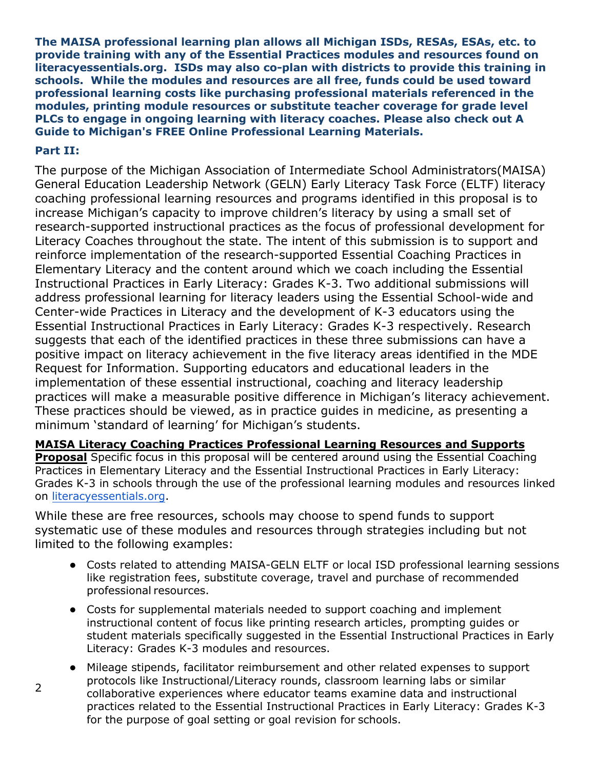**The MAISA professional learning plan allows all Michigan ISDs, RESAs, ESAs, etc. to provide training with any of the Essential Practices modules and resources found on literacyessentials.org. ISDs may also co-plan with districts to provide this training in schools. While the modules and resources are all free, funds could be used toward professional learning costs like purchasing professional materials referenced in the modules, printing module resources or substitute teacher coverage for grade level PLCs to engage in ongoing learning with literacy coaches. Please also check out A Guide to Michigan's FREE Online Professional Learning Materials.**

**Part II:**

The purpose of the Michigan Association of Intermediate School Administrators(MAISA) General Education Leadership Network (GELN) Early Literacy Task Force (ELTF) literacy coaching professional learning resources and programs identified in this proposal is to increase Michigan's capacity to improve children's literacy by using a small set of research-supported instructional practices as the focus of professional development for Literacy Coaches throughout the state. The intent of this submission is to support and reinforce implementation of the research-supported Essential Coaching Practices in Elementary Literacy and the content around which we coach including the Essential Instructional Practices in Early Literacy: Grades K-3. Two additional submissions will address professional learning for literacy leaders using the Essential School-wide and Center-wide Practices in Literacy and the development of K-3 educators using the Essential Instructional Practices in Early Literacy: Grades K-3 respectively. Research suggests that each of the identified practices in these three submissions can have a positive impact on literacy achievement in the five literacy areas identified in the MDE Request for Information. Supporting educators and educational leaders in the implementation of these essential instructional, coaching and literacy leadership practices will make a measurable positive difference in Michigan's literacy achievement. These practices should be viewed, as in practice guides in medicine, as presenting a minimum 'standard of learning' for Michigan's students.

**MAISA Literacy Coaching Practices Professional Learning Resources and Supports Proposal** Specific focus in this proposal will be centered around using the Essential Coaching Practices in Elementary Literacy and the Essential Instructional Practices in Early Literacy: Grades K-3 in schools through the use of the professional learning modules and resources linked on [literacyessentials.org](literacyessentials.org).

While these are free resources, schools may choose to spend funds to support systematic use of these modules and resources through strategies including but not limited to the following examples:

- Costs related to attending MAISA-GELN ELTF or local ISD professional learning sessions like registration fees, substitute coverage, travel and purchase of recommended professional resources.
- Costs for supplemental materials needed to support coaching and implement instructional content of focus like printing research articles, prompting guides or student materials specifically suggested in the Essential Instructional Practices in Early Literacy: Grades K-3 modules and resources.
- Mileage stipends, facilitator reimbursement and other related expenses to support protocols like Instructional/Literacy rounds, classroom learning labs or similar collaborative experiences where educator teams examine data and instructional practices related to the Essential Instructional Practices in Early Literacy: Grades K-3 for the purpose of goal setting or goal revision for schools.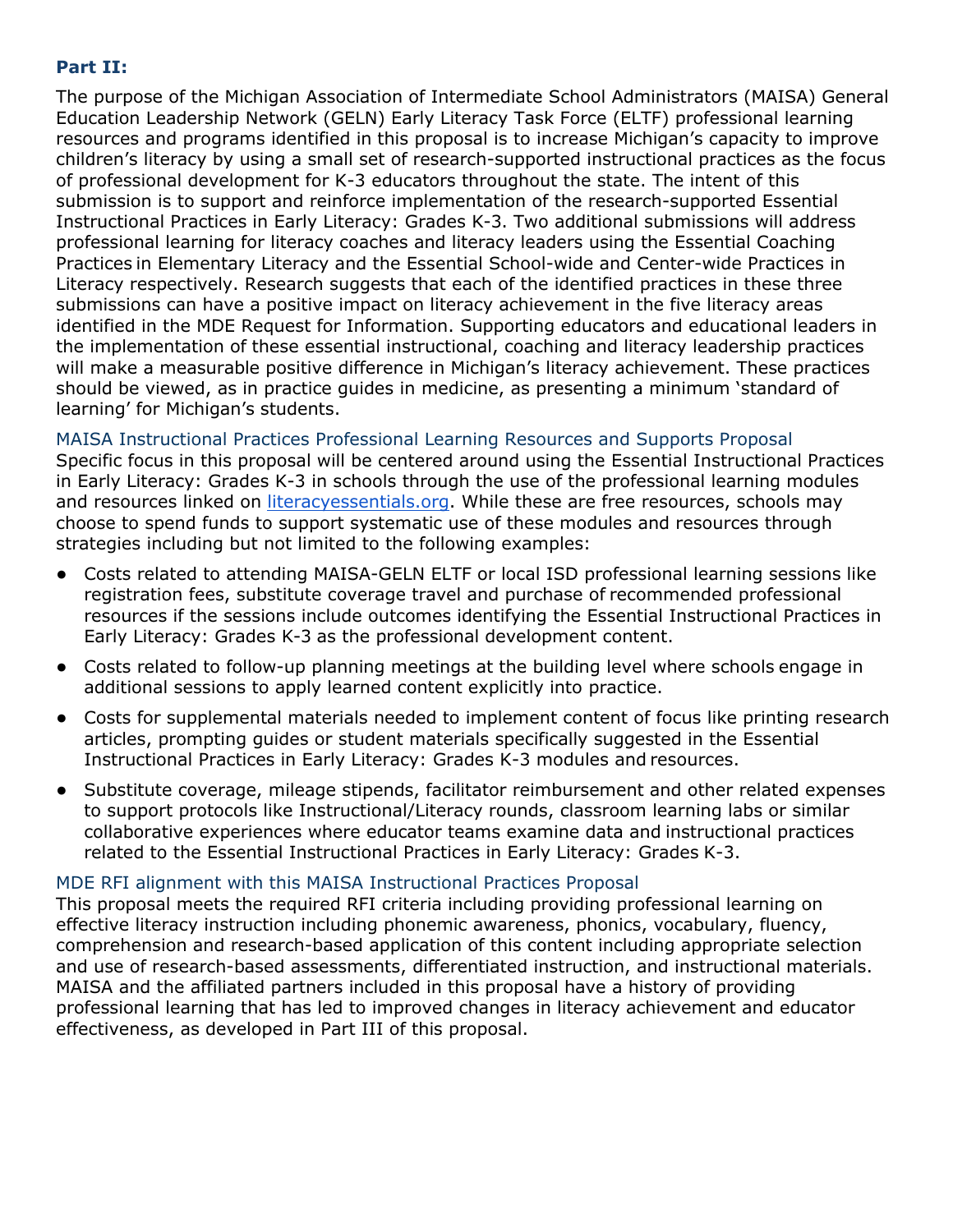## Part II:

The purpose of the Michigan Association of Intermediate School Administrators (MAISA) General Education Leadership Network (GELN) Early Literacy Task Force (ELTF) professional learning resources and programs identified in this proposal is to increase Michigan's capacity to improve children's literacy by using a small set of research-supported instructional practices as the focus of professional development for K-3 educators throughout the state. The intent of this submission is to support and reinforce implementation of the research-supported Essential Instructional Practices in Early Literacy: Grades K-3. Two additional submissions will address professional learning for literacy coaches and literacy leaders using the Essential Coaching Practices in Elementary Literacy and the Essential School-wide and Center-wide Practices in Literacy respectively. Research suggests that each of the identified practices in these three submissions can have a positive impact on literacy achievement in the five literacy areas identified in the MDE Request for Information. Supporting educators and educational leaders in the implementation of these essential instructional, coaching and literacy leadership practices will make a measurable positive difference in Michigan's literacy achievement. These practices should be viewed, as in practice guides in medicine, as presenting a minimum 'standard of learning' for Michigan's students.

### MAISA Instructional Practices Professional Learning Resources and Supports Proposal

Specific focus in this proposal will be centered around using the Essential Instructional Practices in Early Literacy: Grades K-3 in schools through the use of the professional learning modules and resources linked on [literacyessentials.org](literacyessentials.org). While these are free resources, schools may choose to spend funds to support systematic use of these modules and resources through strategies including but not limited to the following examples:

- Costs related to attending MAISA-GELN ELTF or local ISD professional learning sessions like registration fees, substitute coverage travel and purchase of recommended professional resources if the sessions include outcomes identifying the Essential Instructional Practices in Early Literacy: Grades K-3 as the professional development content.
- Costs related to follow-up planning meetings at the building level where schools engage in additional sessions to apply learned content explicitly into practice.
- Costs for supplemental materials needed to implement content of focus like printing research articles, prompting guides or student materials specifically suggested in the Essential Instructional Practices in Early Literacy: Grades K-3 modules and resources.
- Substitute coverage, mileage stipends, facilitator reimbursement and other related expenses to support protocols like Instructional/Literacy rounds, classroom learning labs or similar collaborative experiences where educator teams examine data and instructional practices related to the Essential Instructional Practices in Early Literacy: Grades K-3.

### MDE RFI alignment with this MAISA Instructional Practices Proposal

This proposal meets the required RFI criteria including providing professional learning on effective literacy instruction including phonemic awareness, phonics, vocabulary, fluency, comprehension and research-based application of this content including appropriate selection and use of research-based assessments, differentiated instruction, and instructional materials. MAISA and the affiliated partners included in this proposal have a history of providing professional learning that has led to improved changes in literacy achievement and educator effectiveness, as developed in Part III of this proposal.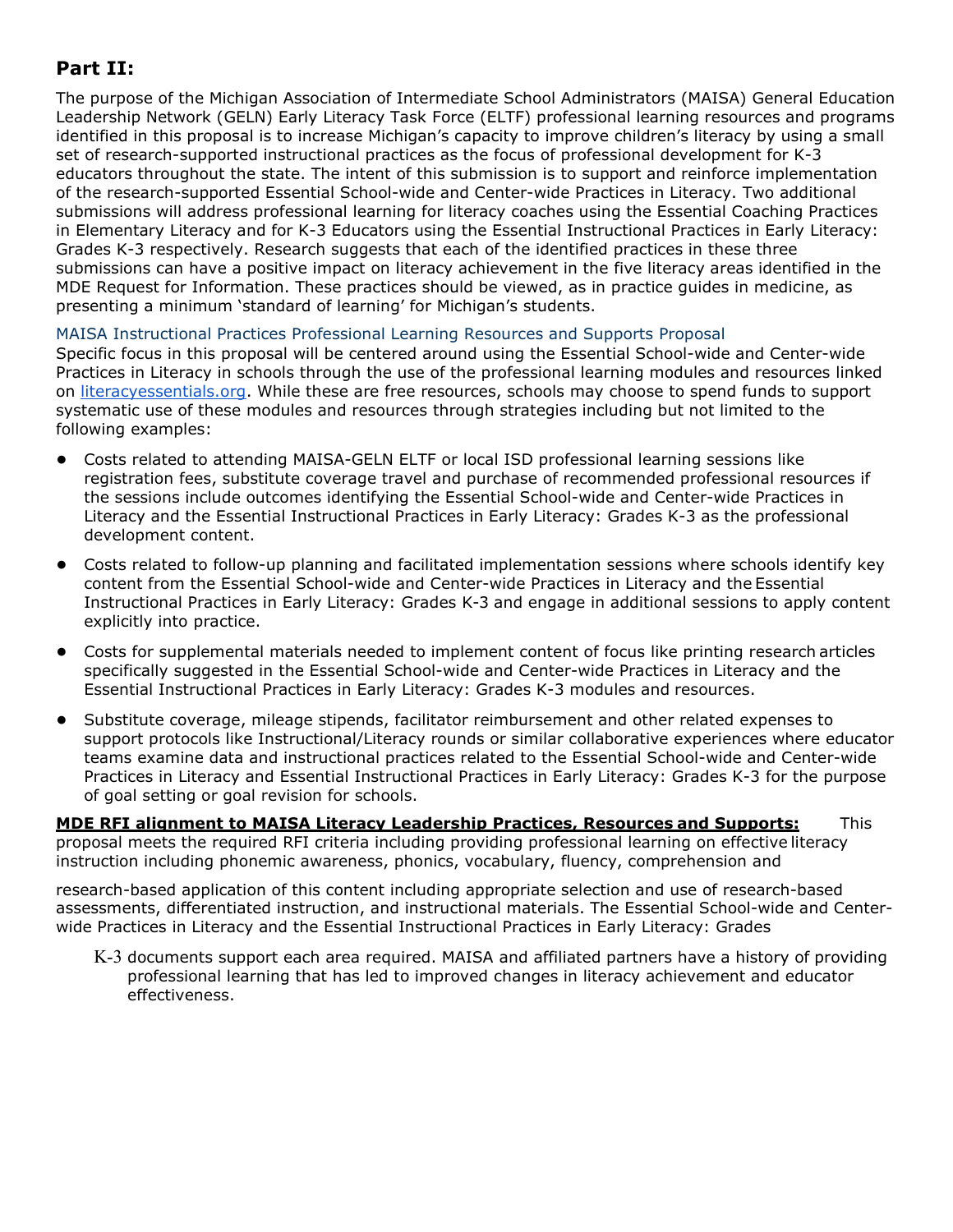## Part II:

The purpose of the Michigan Association of Intermediate School Administrators (MAISA) General Education Leadership Network (GELN) Early Literacy Task Force (ELTF) professional learning resources and programs identified in this proposal is to increase Michigan's capacity to improve children's literacy by using a small set of research-supported instructional practices as the focus of professional development for K-3 educators throughout the state. The intent of this submission is to support and reinforce implementation of the research-supported Essential School-wide and Center-wide Practices in Literacy. Two additional submissions will address professional learning for literacy coaches using the Essential Coaching Practices in Elementary Literacy and for K-3 Educators using the Essential Instructional Practices in Early Literacy: Grades K-3 respectively. Research suggests that each of the identified practices in these three submissions can have a positive impact on literacy achievement in the five literacy areas identified in the MDE Request for Information. These practices should be viewed, as in practice guides in medicine, as presenting a minimum 'standard of learning' for Michigan's students.

### MAISA Instructional Practices Professional Learning Resources and Supports Proposal

Specific focus in this proposal will be centered around using the Essential School-wide and Center-wide Practices in Literacy in schools through the use of the professional learning modules and resources linked on literacyessentials.org. While these are free resources, schools may choose to spend funds to support systematic use of these modules and resources through strategies including but not limited to the following examples:

- Costs related to attending MAISA-GELN ELTF or local ISD professional learning sessions like registration fees, substitute coverage travel and purchase of recommended professional resources if the sessions include outcomes identifying the Essential School-wide and Center-wide Practices in Literacy and the Essential Instructional Practices in Early Literacy: Grades K-3 as the professional development content.
- Costs related to follow-up planning and facilitated implementation sessions where schools identify key content from the Essential School-wide and Center-wide Practices in Literacy and the Essential Instructional Practices in Early Literacy: Grades K-3 and engage in additional sessions to apply content explicitly into practice.
- Costs for supplemental materials needed to implement content of focus like printing research articles specifically suggested in the Essential School-wide and Center-wide Practices in Literacy and the Essential Instructional Practices in Early Literacy: Grades K-3 modules and resources.
- Substitute coverage, mileage stipends, facilitator reimbursement and other related expenses to support protocols like Instructional/Literacy rounds or similar collaborative experiences where educator teams examine data and instructional practices related to the Essential School-wide and Center-wide Practices in Literacy and Essential Instructional Practices in Early Literacy: Grades K-3 for the purpose of goal setting or goal revision for schools.

**MDE RFI alignment to MAISA Literacy Leadership Practices, Resources and Supports:** This proposal meets the required RFI criteria including providing professional learning on effective literacy instruction including phonemic awareness, phonics, vocabulary, fluency, comprehension and research-based application of this content including appropriate selection and use of research-based assessments, differentiated instruction, and instructional materials. The Essential School-wide and Center-wide Practices in Literacy and the Essential Instructional Practices in Early Literacy: Grades K-3 documents support each area required. MAISA and affiliated partners have a history of providing professional learning that has led to improved changes in literacy achievement and educator effectiveness.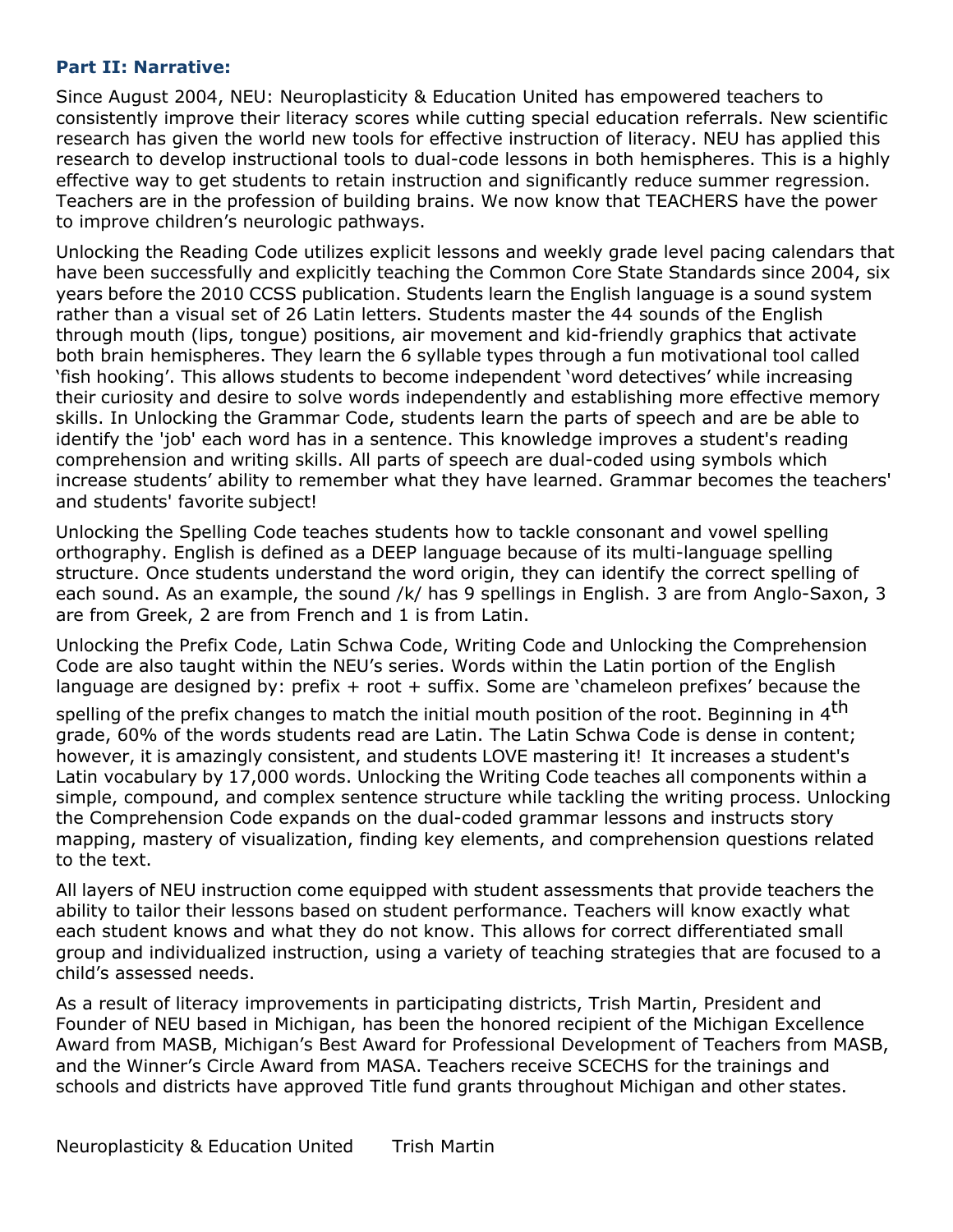**Part II: Narrative:**

Since August 2004, NEU: Neuroplasticity & Education United has empowered teachers to consistently improve their literacy scores while cutting special education referrals. New scientific research has given the world new tools for effective instruction of literacy. NEU has applied this research to develop instructional tools to dual-code lessons in both hemispheres. This is a highly effective way to get students to retain instruction and significantly reduce summer regression. Teachers are in the profession of building brains. We now know that TEACHERS have the power to improve children's neurologic pathways.

Unlocking the Reading Code utilizes explicit lessons and weekly grade level pacing calendars that have been successfully and explicitly teaching the Common Core State Standards since 2004, six years before the 2010 CCSS publication. Students learn the English language is a sound system rather than a visual set of 26 Latin letters. Students master the 44 sounds of the English through mouth (lips, tongue) positions, air movement and kid-friendly graphics that activate both brain hemispheres. They learn the 6 syllable types through a fun motivational tool called 'fish hooking'. This allows students to become independent 'word detectives' while increasing their curiosity and desire to solve words independently and establishing more effective memory skills. In Unlocking the Grammar Code, students learn the parts of speech and are be able to identify the 'job' each word has in a sentence. This knowledge improves a student's reading comprehension and writing skills. All parts of speech are dual-coded using symbols which increase students' ability to remember what they have learned. Grammar becomes the teachers' and students' favorite subject!

Unlocking the Spelling Code teaches students how to tackle consonant and vowel spelling orthography. English is defined as a DEEP language because of its multi-language spelling structure. Once students understand the word origin, they can identify the correct spelling of each sound. As an example, the sound /k/ has 9 spellings in English. 3 are from Anglo-Saxon, 3 are from Greek, 2 are from French and 1 is from Latin.

Unlocking the Prefix Code, Latin Schwa Code, Writing Code and Unlocking the Comprehension Code are also taught within the NEU's series. Words within the Latin portion of the English language are designed by: prefix + root + suffix. Some are 'chameleon prefixes' because the spelling of the prefix changes to match the initial mouth position of the root. Beginning in 4th grade, 60% of the words students read are Latin. The Latin Schwa Code is dense in content; however, it is amazingly consistent, and students LOVE mastering it! It increases a student's Latin vocabulary by 17,000 words. Unlocking the Writing Code teaches all components within a simple, compound, and complex sentence structure while tackling the writing process. Unlocking the Comprehension Code expands on the dual-coded grammar lessons and instructs story mapping, mastery of visualization, finding key elements, and comprehension questions related to the text.

All layers of NEU instruction come equipped with student assessments that provide teachers the ability to tailor their lessons based on student performance. Teachers will know exactly what each student knows and what they do not know. This allows for correct differentiated small group and individualized instruction, using a variety of teaching strategies that are focused to a child's assessed needs.

As a result of literacy improvements in participating districts, Trish Martin, President and Founder of NEU based in Michigan, has been the honored recipient of the Michigan Excellence Award from MASB, Michigan's Best Award for Professional Development of Teachers from MASB, and the Winner's Circle Award from MASA. Teachers receive SCECHS for the trainings and schools and districts have approved Title fund grants throughout Michigan and other states.

Neuroplasticity & Education United    Trish Martin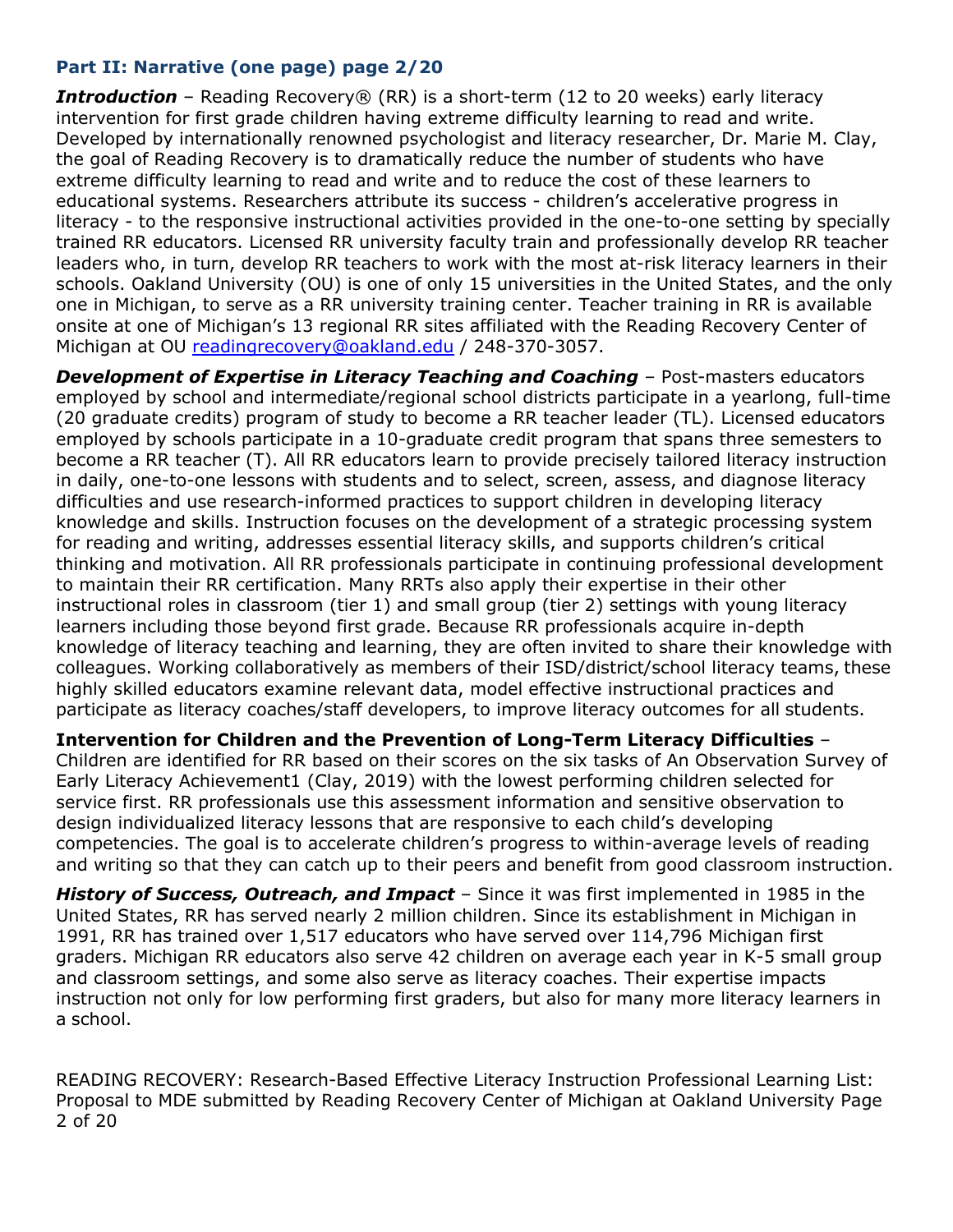## Part II: Narrative (one page) page 2/20

***Introduction*** – Reading Recovery® (RR) is a short-term (12 to 20 weeks) early literacy intervention for first grade children having extreme difficulty learning to read and write. Developed by internationally renowned psychologist and literacy researcher, Dr. Marie M. Clay, the goal of Reading Recovery is to dramatically reduce the number of students who have extreme difficulty learning to read and write and to reduce the cost of these learners to educational systems. Researchers attribute its success - children's accelerative progress in literacy - to the responsive instructional activities provided in the one-to-one setting by specially trained RR educators. Licensed RR university faculty train and professionally develop RR teacher leaders who, in turn, develop RR teachers to work with the most at-risk literacy learners in their schools. Oakland University (OU) is one of only 15 universities in the United States, and the only one in Michigan, to serve as a RR university training center. Teacher training in RR is available onsite at one of Michigan's 13 regional RR sites affiliated with the Reading Recovery Center of Michigan at OU readingrecovery@oakland.edu / 248-370-3057.

***Development of Expertise in Literacy Teaching and Coaching*** – Post-masters educators employed by school and intermediate/regional school districts participate in a yearlong, full-time (20 graduate credits) program of study to become a RR teacher leader (TL). Licensed educators employed by schools participate in a 10-graduate credit program that spans three semesters to become a RR teacher (T). All RR educators learn to provide precisely tailored literacy instruction in daily, one-to-one lessons with students and to select, screen, assess, and diagnose literacy difficulties and use research-informed practices to support children in developing literacy knowledge and skills. Instruction focuses on the development of a strategic processing system for reading and writing, addresses essential literacy skills, and supports children's critical thinking and motivation. All RR professionals participate in continuing professional development to maintain their RR certification. Many RRTs also apply their expertise in their other instructional roles in classroom (tier 1) and small group (tier 2) settings with young literacy learners including those beyond first grade. Because RR professionals acquire in-depth knowledge of literacy teaching and learning, they are often invited to share their knowledge with colleagues. Working collaboratively as members of their ISD/district/school literacy teams, these highly skilled educators examine relevant data, model effective instructional practices and participate as literacy coaches/staff developers, to improve literacy outcomes for all students.

**Intervention for Children and the Prevention of Long-Term Literacy Difficulties** – Children are identified for RR based on their scores on the six tasks of An Observation Survey of Early Literacy Achievement1 (Clay, 2019) with the lowest performing children selected for service first. RR professionals use this assessment information and sensitive observation to design individualized literacy lessons that are responsive to each child's developing competencies. The goal is to accelerate children's progress to within-average levels of reading and writing so that they can catch up to their peers and benefit from good classroom instruction.

***History of Success, Outreach, and Impact*** – Since it was first implemented in 1985 in the United States, RR has served nearly 2 million children. Since its establishment in Michigan in 1991, RR has trained over 1,517 educators who have served over 114,796 Michigan first graders. Michigan RR educators also serve 42 children on average each year in K-5 small group and classroom settings, and some also serve as literacy coaches. Their expertise impacts instruction not only for low performing first graders, but also for many more literacy learners in a school.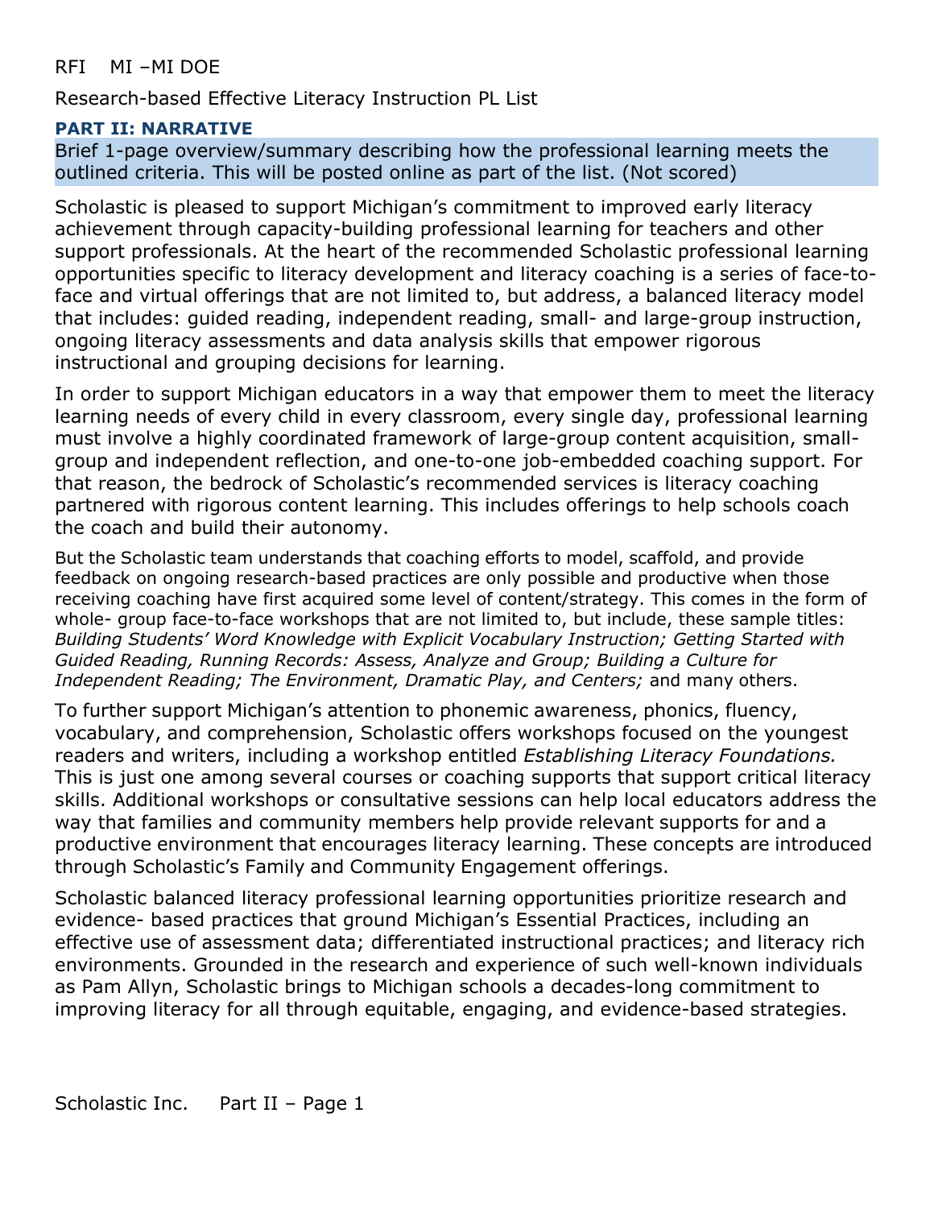RFI MI –MI DOE

Research-based Effective Literacy Instruction PL List

**PART II: NARRATIVE**

Brief 1-page overview/summary describing how the professional learning meets the outlined criteria. This will be posted online as part of the list. (Not scored)

Scholastic is pleased to support Michigan's commitment to improved early literacy achievement through capacity-building professional learning for teachers and other support professionals. At the heart of the recommended Scholastic professional learning opportunities specific to literacy development and literacy coaching is a series of face-to-face and virtual offerings that are not limited to, but address, a balanced literacy model that includes: guided reading, independent reading, small- and large-group instruction, ongoing literacy assessments and data analysis skills that empower rigorous instructional and grouping decisions for learning.

In order to support Michigan educators in a way that empower them to meet the literacy learning needs of every child in every classroom, every single day, professional learning must involve a highly coordinated framework of large-group content acquisition, small-group and independent reflection, and one-to-one job-embedded coaching support. For that reason, the bedrock of Scholastic's recommended services is literacy coaching partnered with rigorous content learning. This includes offerings to help schools coach the coach and build their autonomy.

But the Scholastic team understands that coaching efforts to model, scaffold, and provide feedback on ongoing research-based practices are only possible and productive when those receiving coaching have first acquired some level of content/strategy. This comes in the form of whole- group face-to-face workshops that are not limited to, but include, these sample titles: *Building Students' Word Knowledge with Explicit Vocabulary Instruction; Getting Started with Guided Reading, Running Records: Assess, Analyze and Group; Building a Culture for Independent Reading; The Environment, Dramatic Play, and Centers;* and many others.

To further support Michigan's attention to phonemic awareness, phonics, fluency, vocabulary, and comprehension, Scholastic offers workshops focused on the youngest readers and writers, including a workshop entitled *Establishing Literacy Foundations.* This is just one among several courses or coaching supports that support critical literacy skills. Additional workshops or consultative sessions can help local educators address the way that families and community members help provide relevant supports for and a productive environment that encourages literacy learning. These concepts are introduced through Scholastic's Family and Community Engagement offerings.

Scholastic balanced literacy professional learning opportunities prioritize research and evidence- based practices that ground Michigan's Essential Practices, including an effective use of assessment data; differentiated instructional practices; and literacy rich environments. Grounded in the research and experience of such well-known individuals as Pam Allyn, Scholastic brings to Michigan schools a decades-long commitment to improving literacy for all through equitable, engaging, and evidence-based strategies.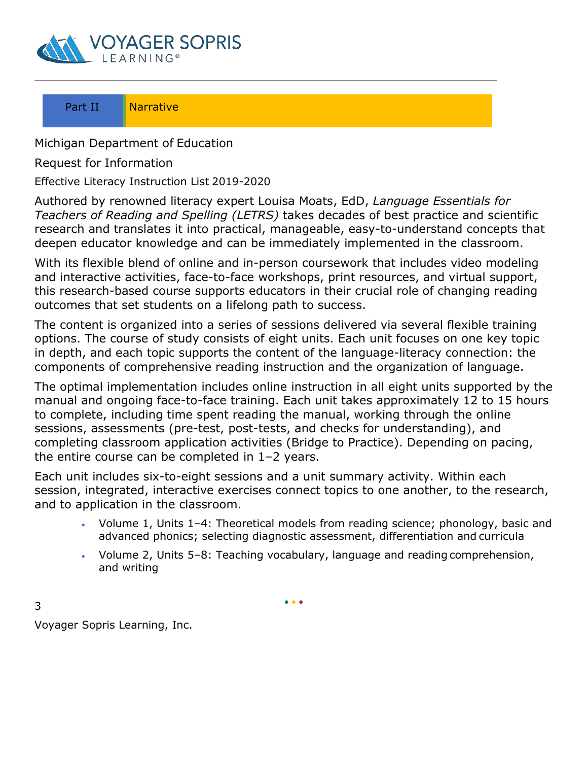## Part II Narrative

Michigan Department of Education

Request for Information

Effective Literacy Instruction List 2019-2020

Authored by renowned literacy expert Louisa Moats, EdD, *Language Essentials for Teachers of Reading and Spelling (LETRS)* takes decades of best practice and scientific research and translates it into practical, manageable, easy-to-understand concepts that deepen educator knowledge and can be immediately implemented in the classroom.

With its flexible blend of online and in-person coursework that includes video modeling and interactive activities, face-to-face workshops, print resources, and virtual support, this research-based course supports educators in their crucial role of changing reading outcomes that set students on a lifelong path to success.

The content is organized into a series of sessions delivered via several flexible training options. The course of study consists of eight units. Each unit focuses on one key topic in depth, and each topic supports the content of the language-literacy connection: the components of comprehensive reading instruction and the organization of language.

The optimal implementation includes online instruction in all eight units supported by the manual and ongoing face-to-face training. Each unit takes approximately 12 to 15 hours to complete, including time spent reading the manual, working through the online sessions, assessments (pre-test, post-tests, and checks for understanding), and completing classroom application activities (Bridge to Practice). Depending on pacing, the entire course can be completed in 1–2 years.

Each unit includes six-to-eight sessions and a unit summary activity. Within each session, integrated, interactive exercises connect topics to one another, to the research, and to application in the classroom.

- Volume 1, Units 1–4: Theoretical models from reading science; phonology, basic and advanced phonics; selecting diagnostic assessment, differentiation and curricula
- Volume 2, Units 5–8: Teaching vocabulary, language and reading comprehension, and writing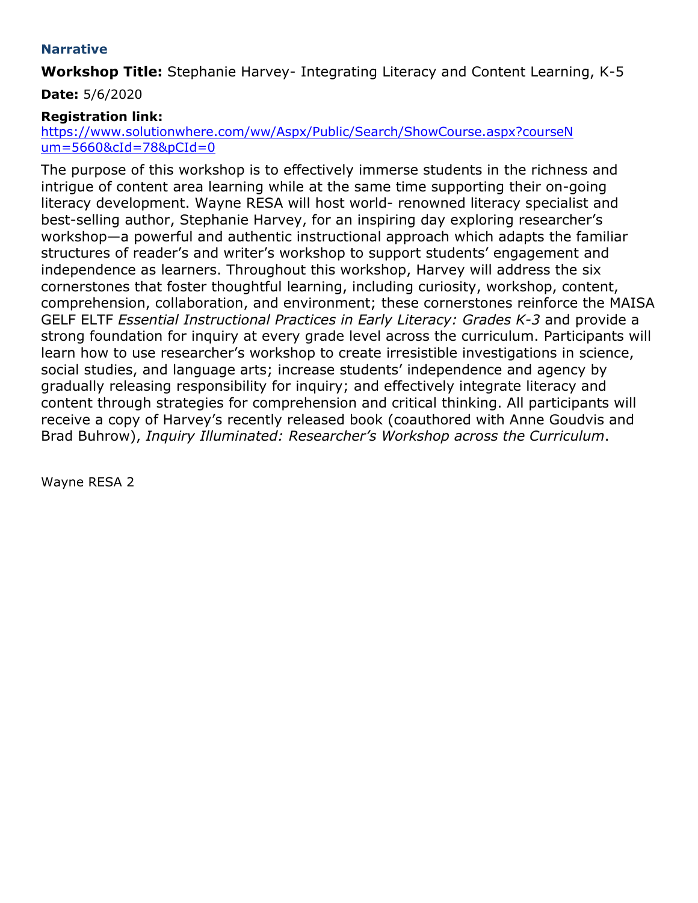### Narrative

**Workshop Title:** Stephanie Harvey- Integrating Literacy and Content Learning, K-5

**Date:** 5/6/2020

**Registration link:**
[https://www.solutionwhere.com/ww/Aspx/Public/Search/ShowCourse.aspx?courseNum=5660&cId=78&pCId=0](https://www.solutionwhere.com/ww/Aspx/Public/Search/ShowCourse.aspx?courseNum=5660&cId=78&pCId=0)

The purpose of this workshop is to effectively immerse students in the richness and intrigue of content area learning while at the same time supporting their on-going literacy development. Wayne RESA will host world- renowned literacy specialist and best-selling author, Stephanie Harvey, for an inspiring day exploring researcher's workshop—a powerful and authentic instructional approach which adapts the familiar structures of reader's and writer's workshop to support students' engagement and independence as learners. Throughout this workshop, Harvey will address the six cornerstones that foster thoughtful learning, including curiosity, workshop, content, comprehension, collaboration, and environment; these cornerstones reinforce the MAISA GELF ELTF *Essential Instructional Practices in Early Literacy: Grades K-3* and provide a strong foundation for inquiry at every grade level across the curriculum. Participants will learn how to use researcher's workshop to create irresistible investigations in science, social studies, and language arts; increase students' independence and agency by gradually releasing responsibility for inquiry; and effectively integrate literacy and content through strategies for comprehension and critical thinking. All participants will receive a copy of Harvey's recently released book (coauthored with Anne Goudvis and Brad Buhrow), *Inquiry Illuminated: Researcher's Workshop across the Curriculum*.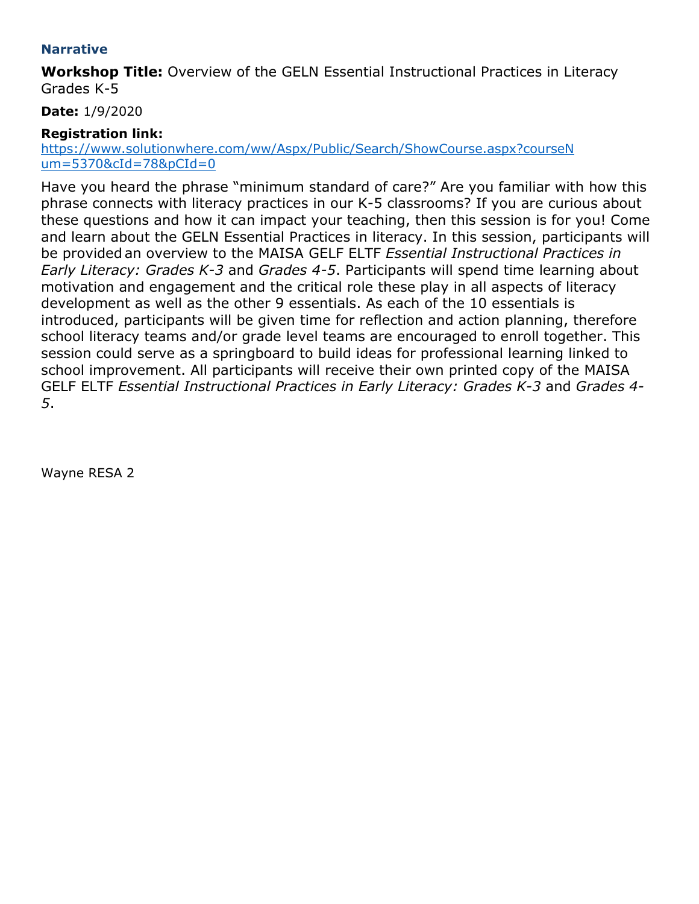### Narrative

**Workshop Title:** Overview of the GELN Essential Instructional Practices in Literacy Grades K-5

**Date:** 1/9/2020

**Registration link:**
[https://www.solutionwhere.com/ww/Aspx/Public/Search/ShowCourse.aspx?courseNum=5370&cId=78&pCId=0](https://www.solutionwhere.com/ww/Aspx/Public/Search/ShowCourse.aspx?courseNum=5370&cId=78&pCId=0)

Have you heard the phrase "minimum standard of care?" Are you familiar with how this phrase connects with literacy practices in our K-5 classrooms? If you are curious about these questions and how it can impact your teaching, then this session is for you! Come and learn about the GELN Essential Practices in literacy. In this session, participants will be provided an overview to the MAISA GELF ELTF *Essential Instructional Practices in Early Literacy: Grades K-3* and *Grades 4-5*. Participants will spend time learning about motivation and engagement and the critical role these play in all aspects of literacy development as well as the other 9 essentials. As each of the 10 essentials is introduced, participants will be given time for reflection and action planning, therefore school literacy teams and/or grade level teams are encouraged to enroll together. This session could serve as a springboard to build ideas for professional learning linked to school improvement. All participants will receive their own printed copy of the MAISA GELF ELTF *Essential Instructional Practices in Early Literacy: Grades K-3* and *Grades 4-5*.

Wayne RESA 2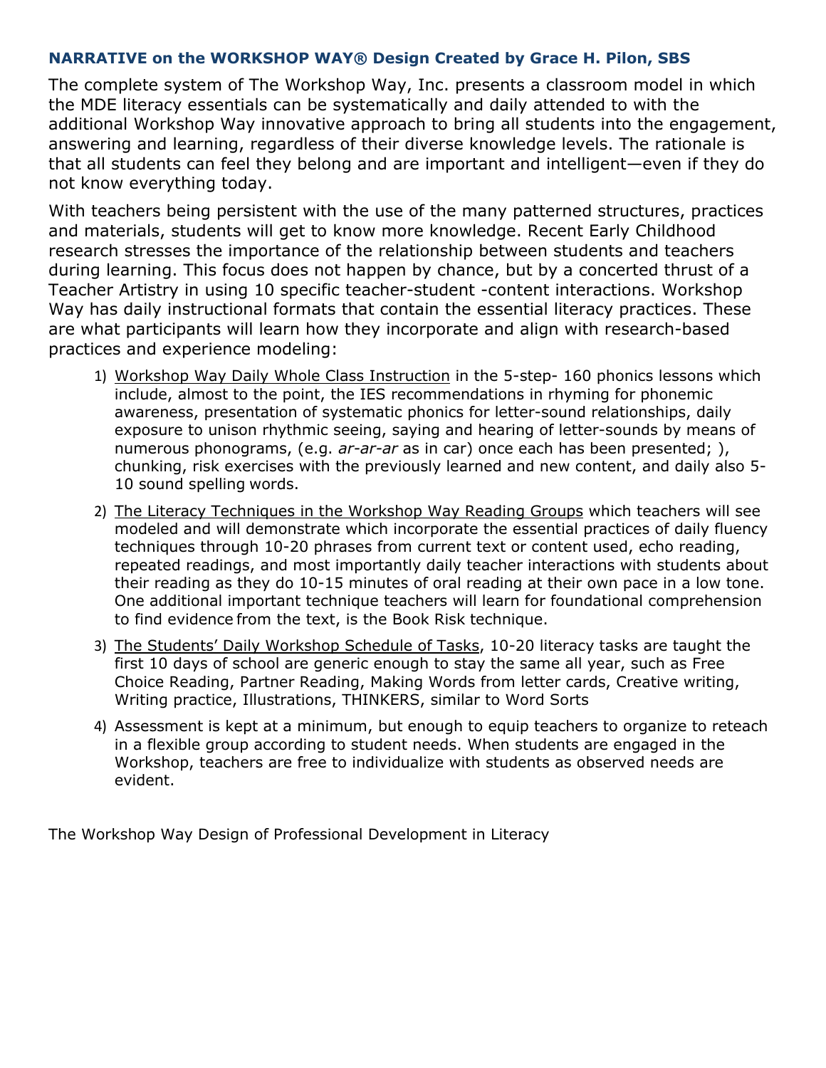### NARRATIVE on the WORKSHOP WAY® Design Created by Grace H. Pilon, SBS

The complete system of The Workshop Way, Inc. presents a classroom model in which the MDE literacy essentials can be systematically and daily attended to with the additional Workshop Way innovative approach to bring all students into the engagement, answering and learning, regardless of their diverse knowledge levels. The rationale is that all students can feel they belong and are important and intelligent—even if they do not know everything today.

With teachers being persistent with the use of the many patterned structures, practices and materials, students will get to know more knowledge. Recent Early Childhood research stresses the importance of the relationship between students and teachers during learning. This focus does not happen by chance, but by a concerted thrust of a Teacher Artistry in using 10 specific teacher-student -content interactions. Workshop Way has daily instructional formats that contain the essential literacy practices. These are what participants will learn how they incorporate and align with research-based practices and experience modeling:

1) <u>Workshop Way Daily Whole Class Instruction</u> in the 5-step- 160 phonics lessons which include, almost to the point, the IES recommendations in rhyming for phonemic awareness, presentation of systematic phonics for letter-sound relationships, daily exposure to unison rhythmic seeing, saying and hearing of letter-sounds by means of numerous phonograms, (e.g. *ar-ar-ar* as in car) once each has been presented; ), chunking, risk exercises with the previously learned and new content, and daily also 5-10 sound spelling words.
2) <u>The Literacy Techniques in the Workshop Way Reading Groups</u> which teachers will see modeled and will demonstrate which incorporate the essential practices of daily fluency techniques through 10-20 phrases from current text or content used, echo reading, repeated readings, and most importantly daily teacher interactions with students about their reading as they do 10-15 minutes of oral reading at their own pace in a low tone. One additional important technique teachers will learn for foundational comprehension to find evidence from the text, is the Book Risk technique.
3) <u>The Students' Daily Workshop Schedule of Tasks</u>, 10-20 literacy tasks are taught the first 10 days of school are generic enough to stay the same all year, such as Free Choice Reading, Partner Reading, Making Words from letter cards, Creative writing, Writing practice, Illustrations, THINKERS, similar to Word Sorts
4) Assessment is kept at a minimum, but enough to equip teachers to organize to reteach in a flexible group according to student needs. When students are engaged in the Workshop, teachers are free to individualize with students as observed needs are evident.

The Workshop Way Design of Professional Development in Literacy